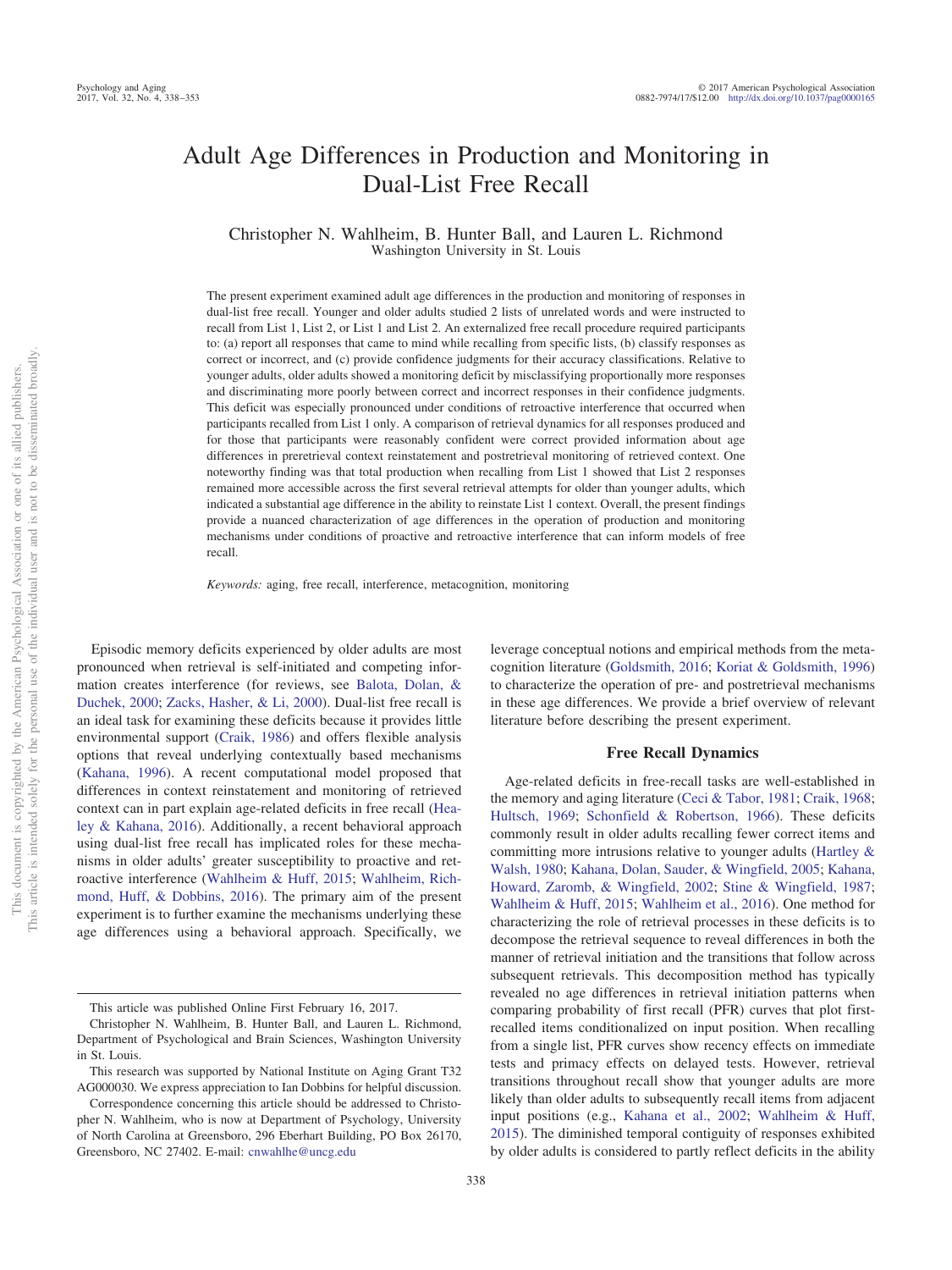# Adult Age Differences in Production and Monitoring in Dual-List Free Recall

Christopher N. Wahlheim, B. Hunter Ball, and Lauren L. Richmond
Washington University in St. Louis

The present experiment examined adult age differences in the production and monitoring of responses in dual-list free recall. Younger and older adults studied 2 lists of unrelated words and were instructed to recall from List 1, List 2, or List 1 and List 2. An externalized free recall procedure required participants to: (a) report all responses that came to mind while recalling from specific lists, (b) classify responses as correct or incorrect, and (c) provide confidence judgments for their accuracy classifications. Relative to younger adults, older adults showed a monitoring deficit by misclassifying proportionally more responses and discriminating more poorly between correct and incorrect responses in their confidence judgments. This deficit was especially pronounced under conditions of retroactive interference that occurred when participants recalled from List 1 only. A comparison of retrieval dynamics for all responses produced and for those that participants were reasonably confident were correct provided information about age differences in preretrieval context reinstatement and postretrieval monitoring of retrieved context. One noteworthy finding was that total production when recalling from List 1 showed that List 2 responses remained more accessible across the first several retrieval attempts for older than younger adults, which indicated a substantial age difference in the ability to reinstate List 1 context. Overall, the present findings provide a nuanced characterization of age differences in the operation of production and monitoring mechanisms under conditions of proactive and retroactive interference that can inform models of free recall.

*Keywords:* aging, free recall, interference, metacognition, monitoring

Episodic memory deficits experienced by older adults are most pronounced when retrieval is self-initiated and competing information creates interference (for reviews, see Balota, Dolan, & Duchek, 2000; Zacks, Hasher, & Li, 2000). Dual-list free recall is an ideal task for examining these deficits because it provides little environmental support (Craik, 1986) and offers flexible analysis options that reveal underlying contextually based mechanisms (Kahana, 1996). A recent computational model proposed that differences in context reinstatement and monitoring of retrieved context can in part explain age-related deficits in free recall (Healey & Kahana, 2016). Additionally, a recent behavioral approach using dual-list free recall has implicated roles for these mechanisms in older adults' greater susceptibility to proactive and retroactive interference (Wahlheim & Huff, 2015; Wahlheim, Richmond, Huff, & Dobbins, 2016). The primary aim of the present experiment is to further examine the mechanisms underlying these age differences using a behavioral approach. Specifically, we leverage conceptual notions and empirical methods from the metacognition literature (Goldsmith, 2016; Koriat & Goldsmith, 1996) to characterize the operation of pre- and postretrieval mechanisms in these age differences. We provide a brief overview of relevant literature before describing the present experiment.

## Free Recall Dynamics

Age-related deficits in free-recall tasks are well-established in the memory and aging literature (Ceci & Tabor, 1981; Craik, 1968; Hultsch, 1969; Schonfield & Robertson, 1966). These deficits commonly result in older adults recalling fewer correct items and committing more intrusions relative to younger adults (Hartley & Walsh, 1980; Kahana, Dolan, Sauder, & Wingfield, 2005; Kahana, Howard, Zaromb, & Wingfield, 2002; Stine & Wingfield, 1987; Wahlheim & Huff, 2015; Wahlheim et al., 2016). One method for characterizing the role of retrieval processes in these deficits is to decompose the retrieval sequence to reveal differences in both the manner of retrieval initiation and the transitions that follow across subsequent retrievals. This decomposition method has typically revealed no age differences in retrieval initiation patterns when comparing probability of first recall (PFR) curves that plot first-recalled items conditionalized on input position. When recalling from a single list, PFR curves show recency effects on immediate tests and primacy effects on delayed tests. However, retrieval transitions throughout recall show that younger adults are more likely than older adults to subsequently recall items from adjacent input positions (e.g., Kahana et al., 2002; Wahlheim & Huff, 2015). The diminished temporal contiguity of responses exhibited by older adults is considered to partly reflect deficits in the ability

---

This article was published Online First February 16, 2017.

Christopher N. Wahlheim, B. Hunter Ball, and Lauren L. Richmond, Department of Psychological and Brain Sciences, Washington University in St. Louis.

This research was supported by National Institute on Aging Grant T32 AG000030. We express appreciation to Ian Dobbins for helpful discussion.

Correspondence concerning this article should be addressed to Christopher N. Wahlheim, who is now at Department of Psychology, University of North Carolina at Greensboro, 296 Eberhart Building, PO Box 26170, Greensboro, NC 27402. E-mail: cnwahlhe@uncg.edu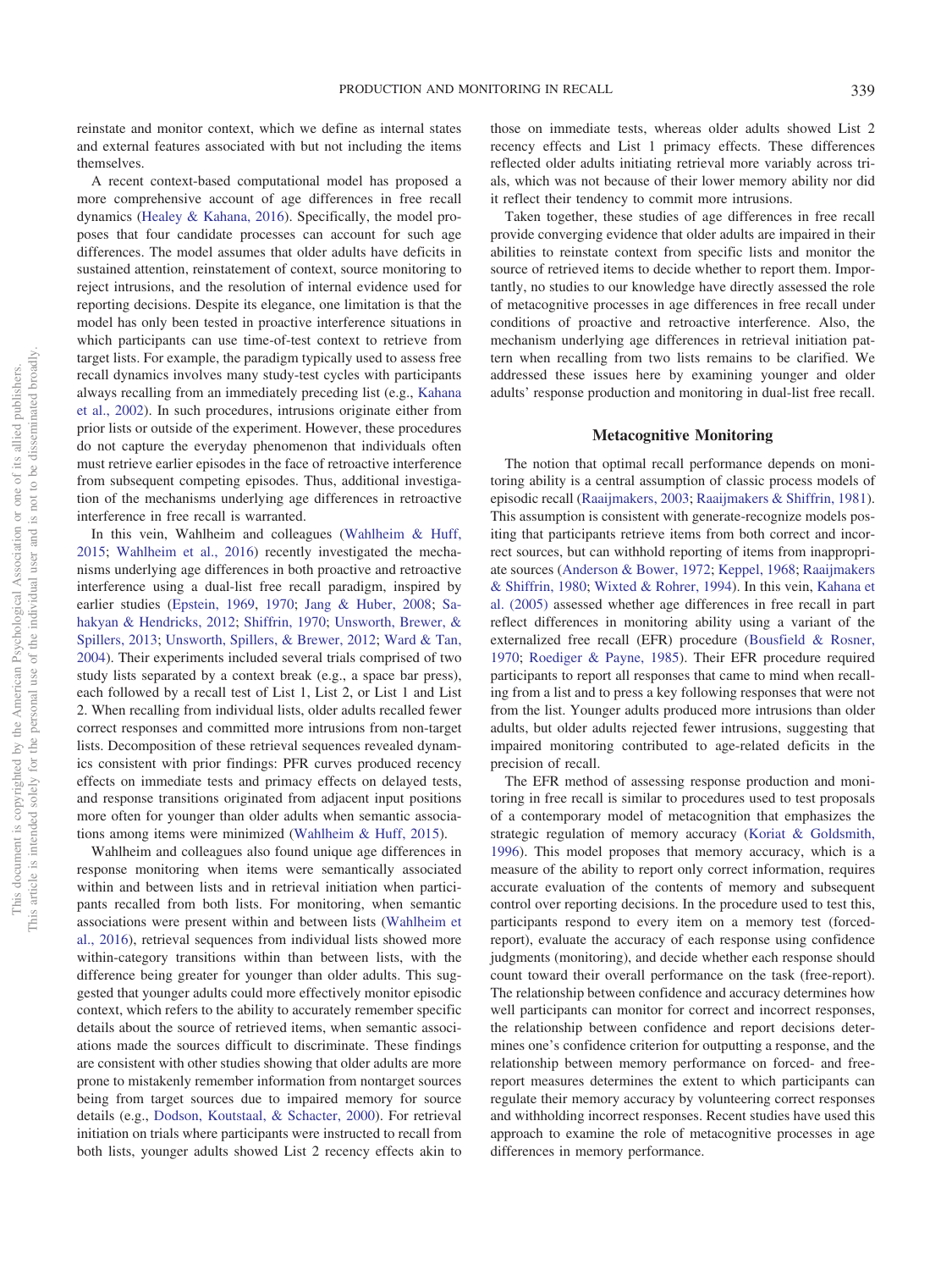reinstate and monitor context, which we define as internal states and external features associated with but not including the items themselves.

A recent context-based computational model has proposed a more comprehensive account of age differences in free recall dynamics (Healey & Kahana, 2016). Specifically, the model proposes that four candidate processes can account for such age differences. The model assumes that older adults have deficits in sustained attention, reinstatement of context, source monitoring to reject intrusions, and the resolution of internal evidence used for reporting decisions. Despite its elegance, one limitation is that the model has only been tested in proactive interference situations in which participants can use time-of-test context to retrieve from target lists. For example, the paradigm typically used to assess free recall dynamics involves many study-test cycles with participants always recalling from an immediately preceding list (e.g., Kahana et al., 2002). In such procedures, intrusions originate either from prior lists or outside of the experiment. However, these procedures do not capture the everyday phenomenon that individuals often must retrieve earlier episodes in the face of retroactive interference from subsequent competing episodes. Thus, additional investigation of the mechanisms underlying age differences in retroactive interference in free recall is warranted.

In this vein, Wahlheim and colleagues (Wahlheim & Huff, 2015; Wahlheim et al., 2016) recently investigated the mechanisms underlying age differences in both proactive and retroactive interference using a dual-list free recall paradigm, inspired by earlier studies (Epstein, 1969, 1970; Jang & Huber, 2008; Sahakyan & Hendricks, 2012; Shiffrin, 1970; Unsworth, Brewer, & Spillers, 2013; Unsworth, Spillers, & Brewer, 2012; Ward & Tan, 2004). Their experiments included several trials comprised of two study lists separated by a context break (e.g., a space bar press), each followed by a recall test of List 1, List 2, or List 1 and List 2. When recalling from individual lists, older adults recalled fewer correct responses and committed more intrusions from non-target lists. Decomposition of these retrieval sequences revealed dynamics consistent with prior findings: PFR curves produced recency effects on immediate tests and primacy effects on delayed tests, and response transitions originated from adjacent input positions more often for younger than older adults when semantic associations among items were minimized (Wahlheim & Huff, 2015).

Wahlheim and colleagues also found unique age differences in response monitoring when items were semantically associated within and between lists and in retrieval initiation when participants recalled from both lists. For monitoring, when semantic associations were present within and between lists (Wahlheim et al., 2016), retrieval sequences from individual lists showed more within-category transitions within than between lists, with the difference being greater for younger than older adults. This suggested that younger adults could more effectively monitor episodic context, which refers to the ability to accurately remember specific details about the source of retrieved items, when semantic associations made the sources difficult to discriminate. These findings are consistent with other studies showing that older adults are more prone to mistakenly remember information from nontarget sources being from target sources due to impaired memory for source details (e.g., Dodson, Koutstaal, & Schacter, 2000). For retrieval initiation on trials where participants were instructed to recall from both lists, younger adults showed List 2 recency effects akin to those on immediate tests, whereas older adults showed List 2 recency effects and List 1 primacy effects. These differences reflected older adults initiating retrieval more variably across trials, which was not because of their lower memory ability nor did it reflect their tendency to commit more intrusions.

Taken together, these studies of age differences in free recall provide converging evidence that older adults are impaired in their abilities to reinstate context from specific lists and monitor the source of retrieved items to decide whether to report them. Importantly, no studies to our knowledge have directly assessed the role of metacognitive processes in age differences in free recall under conditions of proactive and retroactive interference. Also, the mechanism underlying age differences in retrieval initiation pattern when recalling from two lists remains to be clarified. We addressed these issues here by examining younger and older adults' response production and monitoring in dual-list free recall.

## Metacognitive Monitoring

The notion that optimal recall performance depends on monitoring ability is a central assumption of classic process models of episodic recall (Raaijmakers, 2003; Raaijmakers & Shiffrin, 1981). This assumption is consistent with generate-recognize models positing that participants retrieve items from both correct and incorrect sources, but can withhold reporting of items from inappropriate sources (Anderson & Bower, 1972; Keppel, 1968; Raaijmakers & Shiffrin, 1980; Wixted & Rohrer, 1994). In this vein, Kahana et al. (2005) assessed whether age differences in free recall in part reflect differences in monitoring ability using a variant of the externalized free recall (EFR) procedure (Bousfield & Rosner, 1970; Roediger & Payne, 1985). Their EFR procedure required participants to report all responses that came to mind when recalling from a list and to press a key following responses that were not from the list. Younger adults produced more intrusions than older adults, but older adults rejected fewer intrusions, suggesting that impaired monitoring contributed to age-related deficits in the precision of recall.

The EFR method of assessing response production and monitoring in free recall is similar to procedures used to test proposals of a contemporary model of metacognition that emphasizes the strategic regulation of memory accuracy (Koriat & Goldsmith, 1996). This model proposes that memory accuracy, which is a measure of the ability to report only correct information, requires accurate evaluation of the contents of memory and subsequent control over reporting decisions. In the procedure used to test this, participants respond to every item on a memory test (forced-report), evaluate the accuracy of each response using confidence judgments (monitoring), and decide whether each response should count toward their overall performance on the task (free-report). The relationship between confidence and accuracy determines how well participants can monitor for correct and incorrect responses, the relationship between confidence and report decisions determines one's confidence criterion for outputting a response, and the relationship between memory performance on forced- and free-report measures determines the extent to which participants can regulate their memory accuracy by volunteering correct responses and withholding incorrect responses. Recent studies have used this approach to examine the role of metacognitive processes in age differences in memory performance.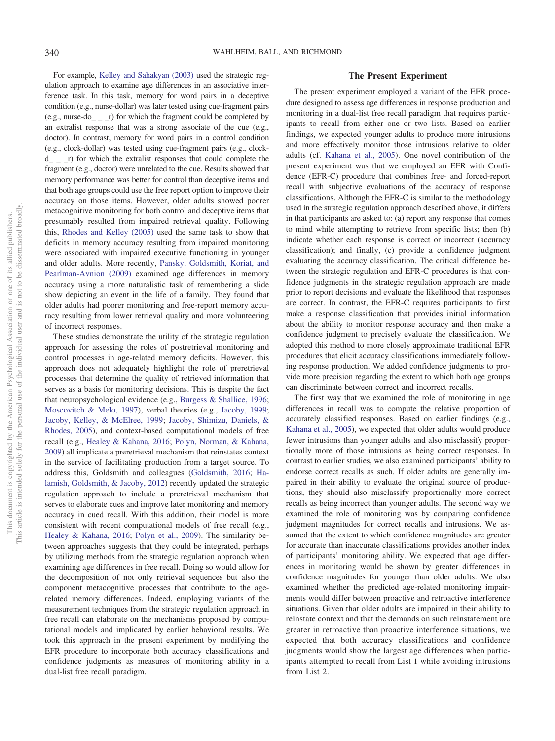For example, Kelley and Sahakyan (2003) used the strategic regulation approach to examine age differences in an associative interference task. In this task, memory for word pairs in a deceptive condition (e.g., nurse-dollar) was later tested using cue-fragment pairs (e.g., nurse-do_ _ _r) for which the fragment could be completed by an extralist response that was a strong associate of the cue (e.g., doctor). In contrast, memory for word pairs in a control condition (e.g., clock-dollar) was tested using cue-fragment pairs (e.g., clock-d_ _ _r) for which the extralist responses that could complete the fragment (e.g., doctor) were unrelated to the cue. Results showed that memory performance was better for control than deceptive items and that both age groups could use the free report option to improve their accuracy on those items. However, older adults showed poorer metacognitive monitoring for both control and deceptive items that presumably resulted from impaired retrieval quality. Following this, Rhodes and Kelley (2005) used the same task to show that deficits in memory accuracy resulting from impaired monitoring were associated with impaired executive functioning in younger and older adults. More recently, Pansky, Goldsmith, Koriat, and Pearlman-Avnion (2009) examined age differences in memory accuracy using a more naturalistic task of remembering a slide show depicting an event in the life of a family. They found that older adults had poorer monitoring and free-report memory accuracy resulting from lower retrieval quality and more volunteering of incorrect responses.

These studies demonstrate the utility of the strategic regulation approach for assessing the roles of postretrieval monitoring and control processes in age-related memory deficits. However, this approach does not adequately highlight the role of preretrieval processes that determine the quality of retrieved information that serves as a basis for monitoring decisions. This is despite the fact that neuropsychological evidence (e.g., Burgess & Shallice, 1996; Moscovitch & Melo, 1997), verbal theories (e.g., Jacoby, 1999; Jacoby, Kelley, & McElree, 1999; Jacoby, Shimizu, Daniels, & Rhodes, 2005), and context-based computational models of free recall (e.g., Healey & Kahana, 2016; Polyn, Norman, & Kahana, 2009) all implicate a preretrieval mechanism that reinstates context in the service of facilitating production from a target source. To address this, Goldsmith and colleagues (Goldsmith, 2016; Halamish, Goldsmith, & Jacoby, 2012) recently updated the strategic regulation approach to include a preretrieval mechanism that serves to elaborate cues and improve later monitoring and memory accuracy in cued recall. With this addition, their model is more consistent with recent computational models of free recall (e.g., Healey & Kahana, 2016; Polyn et al., 2009). The similarity between approaches suggests that they could be integrated, perhaps by utilizing methods from the strategic regulation approach when examining age differences in free recall. Doing so would allow for the decomposition of not only retrieval sequences but also the component metacognitive processes that contribute to the age-related memory differences. Indeed, employing variants of the measurement techniques from the strategic regulation approach in free recall can elaborate on the mechanisms proposed by computational models and implicated by earlier behavioral results. We took this approach in the present experiment by modifying the EFR procedure to incorporate both accuracy classifications and confidence judgments as measures of monitoring ability in a dual-list free recall paradigm.

## The Present Experiment

The present experiment employed a variant of the EFR procedure designed to assess age differences in response production and monitoring in a dual-list free recall paradigm that requires participants to recall from either one or two lists. Based on earlier findings, we expected younger adults to produce more intrusions and more effectively monitor those intrusions relative to older adults (cf. Kahana et al., 2005). One novel contribution of the present experiment was that we employed an EFR with Confidence (EFR-C) procedure that combines free- and forced-report recall with subjective evaluations of the accuracy of response classifications. Although the EFR-C is similar to the methodology used in the strategic regulation approach described above, it differs in that participants are asked to: (a) report any response that comes to mind while attempting to retrieve from specific lists; then (b) indicate whether each response is correct or incorrect (accuracy classification); and finally, (c) provide a confidence judgment evaluating the accuracy classification. The critical difference between the strategic regulation and EFR-C procedures is that confidence judgments in the strategic regulation approach are made prior to report decisions and evaluate the likelihood that responses are correct. In contrast, the EFR-C requires participants to first make a response classification that provides initial information about the ability to monitor response accuracy and then make a confidence judgment to precisely evaluate the classification. We adopted this method to more closely approximate traditional EFR procedures that elicit accuracy classifications immediately following response production. We added confidence judgments to provide more precision regarding the extent to which both age groups can discriminate between correct and incorrect recalls.

The first way that we examined the role of monitoring in age differences in recall was to compute the relative proportion of accurately classified responses. Based on earlier findings (e.g., Kahana et al., 2005), we expected that older adults would produce fewer intrusions than younger adults and also misclassify proportionally more of those intrusions as being correct responses. In contrast to earlier studies, we also examined participants' ability to endorse correct recalls as such. If older adults are generally impaired in their ability to evaluate the original source of productions, they should also misclassify proportionally more correct recalls as being incorrect than younger adults. The second way we examined the role of monitoring was by comparing confidence judgment magnitudes for correct recalls and intrusions. We assumed that the extent to which confidence magnitudes are greater for accurate than inaccurate classifications provides another index of participants' monitoring ability. We expected that age differences in monitoring would be shown by greater differences in confidence magnitudes for younger than older adults. We also examined whether the predicted age-related monitoring impairments would differ between proactive and retroactive interference situations. Given that older adults are impaired in their ability to reinstate context and that the demands on such reinstatement are greater in retroactive than proactive interference situations, we expected that both accuracy classifications and confidence judgments would show the largest age differences when participants attempted to recall from List 1 while avoiding intrusions from List 2.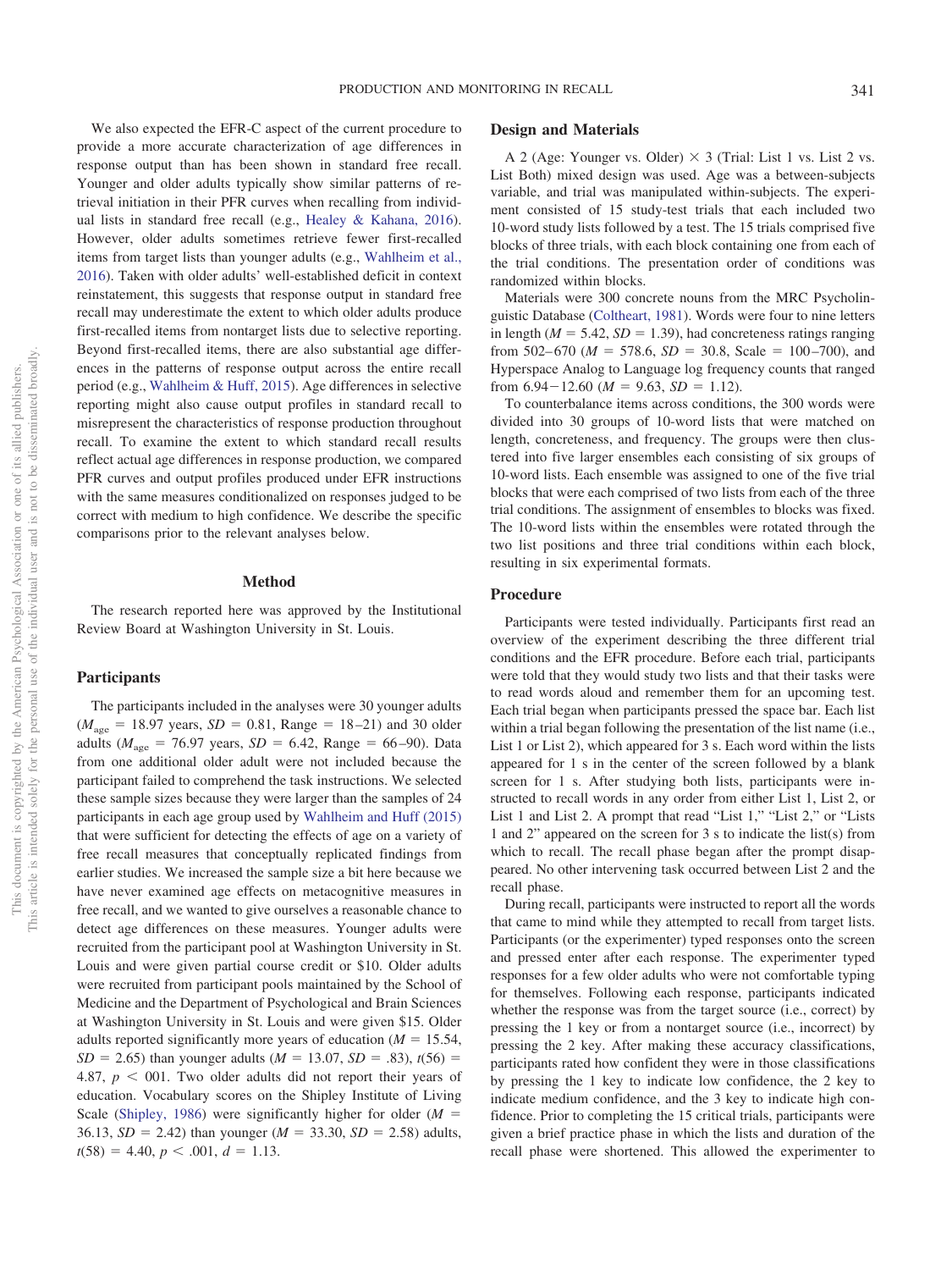We also expected the EFR-C aspect of the current procedure to provide a more accurate characterization of age differences in response output than has been shown in standard free recall. Younger and older adults typically show similar patterns of retrieval initiation in their PFR curves when recalling from individual lists in standard free recall (e.g., Healey & Kahana, 2016). However, older adults sometimes retrieve fewer first-recalled items from target lists than younger adults (e.g., Wahlheim et al., 2016). Taken with older adults' well-established deficit in context reinstatement, this suggests that response output in standard free recall may underestimate the extent to which older adults produce first-recalled items from nontarget lists due to selective reporting. Beyond first-recalled items, there are also substantial age differences in the patterns of response output across the entire recall period (e.g., Wahlheim & Huff, 2015). Age differences in selective reporting might also cause output profiles in standard recall to misrepresent the characteristics of response production throughout recall. To examine the extent to which standard recall results reflect actual age differences in response production, we compared PFR curves and output profiles produced under EFR instructions with the same measures conditionalized on responses judged to be correct with medium to high confidence. We describe the specific comparisons prior to the relevant analyses below.

## Method

The research reported here was approved by the Institutional Review Board at Washington University in St. Louis.

### Participants

The participants included in the analyses were 30 younger adults ($M_{age}$ = 18.97 years, $SD$ = 0.81, Range = 18–21) and 30 older adults ($M_{age}$ = 76.97 years, $SD$ = 6.42, Range = 66–90). Data from one additional older adult were not included because the participant failed to comprehend the task instructions. We selected these sample sizes because they were larger than the samples of 24 participants in each age group used by Wahlheim and Huff (2015) that were sufficient for detecting the effects of age on a variety of free recall measures that conceptually replicated findings from earlier studies. We increased the sample size a bit here because we have never examined age effects on metacognitive measures in free recall, and we wanted to give ourselves a reasonable chance to detect age differences on these measures. Younger adults were recruited from the participant pool at Washington University in St. Louis and were given partial course credit or $10. Older adults were recruited from participant pools maintained by the School of Medicine and the Department of Psychological and Brain Sciences at Washington University in St. Louis and were given $15. Older adults reported significantly more years of education ($M$ = 15.54, $SD$ = 2.65) than younger adults ($M$ = 13.07, $SD$ = .83), $t(56)$ = 4.87, $p$ < 001. Two older adults did not report their years of education. Vocabulary scores on the Shipley Institute of Living Scale (Shipley, 1986) were significantly higher for older ($M$ = 36.13, $SD$ = 2.42) than younger ($M$ = 33.30, $SD$ = 2.58) adults, $t(58)$ = 4.40, $p$ < .001, $d$ = 1.13.

### Design and Materials

A 2 (Age: Younger vs. Older) × 3 (Trial: List 1 vs. List 2 vs. List Both) mixed design was used. Age was a between-subjects variable, and trial was manipulated within-subjects. The experiment consisted of 15 study-test trials that each included two 10-word study lists followed by a test. The 15 trials comprised five blocks of three trials, with each block containing one from each of the trial conditions. The presentation order of conditions was randomized within blocks.

Materials were 300 concrete nouns from the MRC Psycholinguistic Database (Coltheart, 1981). Words were four to nine letters in length ($M$ = 5.42, $SD$ = 1.39), had concreteness ratings ranging from 502–670 ($M$ = 578.6, $SD$ = 30.8, Scale = 100–700), and Hyperspace Analog to Language log frequency counts that ranged from 6.94−12.60 ($M$ = 9.63, $SD$ = 1.12).

To counterbalance items across conditions, the 300 words were divided into 30 groups of 10-word lists that were matched on length, concreteness, and frequency. The groups were then clustered into five larger ensembles each consisting of six groups of 10-word lists. Each ensemble was assigned to one of the five trial blocks that were each comprised of two lists from each of the three trial conditions. The assignment of ensembles to blocks was fixed. The 10-word lists within the ensembles were rotated through the two list positions and three trial conditions within each block, resulting in six experimental formats.

### Procedure

Participants were tested individually. Participants first read an overview of the experiment describing the three different trial conditions and the EFR procedure. Before each trial, participants were told that they would study two lists and that their tasks were to read words aloud and remember them for an upcoming test. Each trial began when participants pressed the space bar. Each list within a trial began following the presentation of the list name (i.e., List 1 or List 2), which appeared for 3 s. Each word within the lists appeared for 1 s in the center of the screen followed by a blank screen for 1 s. After studying both lists, participants were instructed to recall words in any order from either List 1, List 2, or List 1 and List 2. A prompt that read "List 1," "List 2," or "Lists 1 and 2" appeared on the screen for 3 s to indicate the list(s) from which to recall. The recall phase began after the prompt disappeared. No other intervening task occurred between List 2 and the recall phase.

During recall, participants were instructed to report all the words that came to mind while they attempted to recall from target lists. Participants (or the experimenter) typed responses onto the screen and pressed enter after each response. The experimenter typed responses for a few older adults who were not comfortable typing for themselves. Following each response, participants indicated whether the response was from the target source (i.e., correct) by pressing the 1 key or from a nontarget source (i.e., incorrect) by pressing the 2 key. After making these accuracy classifications, participants rated how confident they were in those classifications by pressing the 1 key to indicate low confidence, the 2 key to indicate medium confidence, and the 3 key to indicate high confidence. Prior to completing the 15 critical trials, participants were given a brief practice phase in which the lists and duration of the recall phase were shortened. This allowed the experimenter to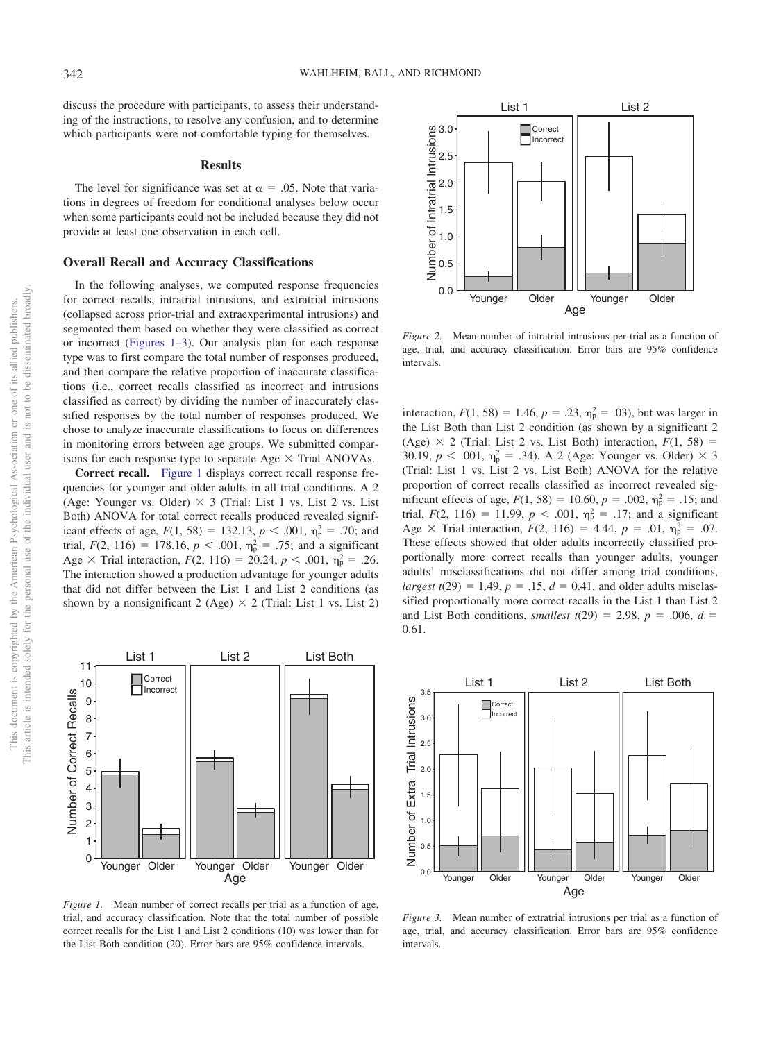discuss the procedure with participants, to assess their understanding of the instructions, to resolve any confusion, and to determine which participants were not comfortable typing for themselves.

## Results

The level for significance was set at $\alpha = .05$. Note that variations in degrees of freedom for conditional analyses below occur when some participants could not be included because they did not provide at least one observation in each cell.

### Overall Recall and Accuracy Classifications

In the following analyses, we computed response frequencies for correct recalls, intratrial intrusions, and extratrial intrusions (collapsed across prior-trial and extraexperimental intrusions) and segmented them based on whether they were classified as correct or incorrect (Figures 1–3). Our analysis plan for each response type was to first compare the total number of responses produced, and then compare the relative proportion of inaccurate classifications (i.e., correct recalls classified as incorrect and intrusions classified as correct) by dividing the number of inaccurately classified responses by the total number of responses produced. We chose to analyze inaccurate classifications to focus on differences in monitoring errors between age groups. We submitted comparisons for each response type to separate Age × Trial ANOVAs.

**Correct recall.** Figure 1 displays correct recall response frequencies for younger and older adults in all trial conditions. A 2 (Age: Younger vs. Older) × 3 (Trial: List 1 vs. List 2 vs. List Both) ANOVA for total correct recalls produced revealed significant effects of age, $F(1, 58) = 132.13$, $p < .001$, $\eta_p^2 = .70$; and trial, $F(2, 116) = 178.16$, $p < .001$, $\eta_p^2 = .75$; and a significant Age × Trial interaction, $F(2, 116) = 20.24$, $p < .001$, $\eta_p^2 = .26$. The interaction showed a production advantage for younger adults that did not differ between the List 1 and List 2 conditions (as shown by a nonsignificant 2 (Age) × 2 (Trial: List 1 vs. List 2) interaction, $F(1, 58) = 1.46$, $p = .23$, $\eta_p^2 = .03$), but was larger in the List Both than List 2 condition (as shown by a significant 2 (Age) × 2 (Trial: List 2 vs. List Both) interaction, $F(1, 58) = 30.19$, $p < .001$, $\eta_p^2 = .34$). A 2 (Age: Younger vs. Older) × 3 (Trial: List 1 vs. List 2 vs. List Both) ANOVA for the relative proportion of correct recalls classified as incorrect revealed significant effects of age, $F(1, 58) = 10.60$, $p = .002$, $\eta_p^2 = .15$; and trial, $F(2, 116) = 11.99$, $p < .001$, $\eta_p^2 = .17$; and a significant Age × Trial interaction, $F(2, 116) = 4.44$, $p = .01$, $\eta_p^2 = .07$. These effects showed that older adults incorrectly classified proportionally more correct recalls than younger adults, younger adults' misclassifications did not differ among trial conditions, *largest* $t(29) = 1.49$, $p = .15$, $d = 0.41$, and older adults misclassified proportionally more correct recalls in the List 1 than List 2 and List Both conditions, *smallest* $t(29) = 2.98$, $p = .006$, $d = 0.61$.

*Figure 2.* Mean number of intratrial intrusions per trial as a function of age, trial, and accuracy classification. Error bars are 95% confidence intervals.

*Figure 1.* Mean number of correct recalls per trial as a function of age, trial, and accuracy classification. Note that the total number of possible correct recalls for the List 1 and List 2 conditions (10) was lower than for the List Both condition (20). Error bars are 95% confidence intervals.

*Figure 3.* Mean number of extratrial intrusions per trial as a function of age, trial, and accuracy classification. Error bars are 95% confidence intervals.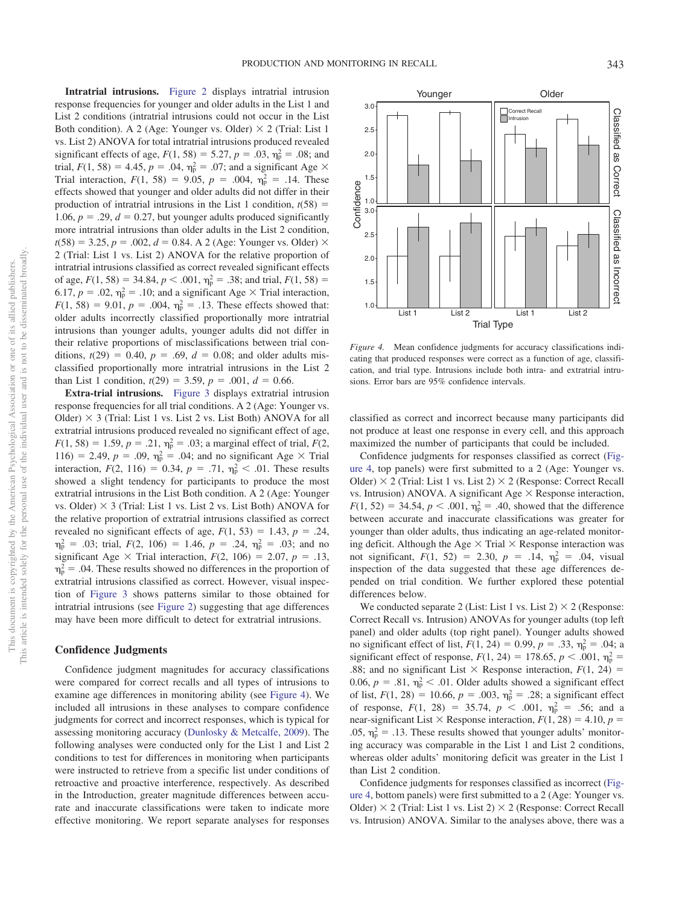**Intratrial intrusions.** Figure 2 displays intratrial intrusion response frequencies for younger and older adults in the List 1 and List 2 conditions (intratrial intrusions could not occur in the List Both condition). A 2 (Age: Younger vs. Older) × 2 (Trial: List 1 vs. List 2) ANOVA for total intratrial intrusions produced revealed significant effects of age, $F(1, 58) = 5.27$, $p = .03$, $\eta_p^2 = .08$; and trial, $F(1, 58) = 4.45$, $p = .04$, $\eta_p^2 = .07$; and a significant Age × Trial interaction, $F(1, 58) = 9.05$, $p = .004$, $\eta_p^2 = .14$. These effects showed that younger and older adults did not differ in their production of intratrial intrusions in the List 1 condition, $t(58) = 1.06$, $p = .29$, $d = 0.27$, but younger adults produced significantly more intratrial intrusions than older adults in the List 2 condition, $t(58) = 3.25$, $p = .002$, $d = 0.84$. A 2 (Age: Younger vs. Older) × 2 (Trial: List 1 vs. List 2) ANOVA for the relative proportion of intratrial intrusions classified as correct revealed significant effects of age, $F(1, 58) = 34.84$, $p < .001$, $\eta_p^2 = .38$; and trial, $F(1, 58) = 6.17$, $p = .02$, $\eta_p^2 = .10$; and a significant Age × Trial interaction, $F(1, 58) = 9.01$, $p = .004$, $\eta_p^2 = .13$. These effects showed that: older adults incorrectly classified proportionally more intratrial intrusions than younger adults, younger adults did not differ in their relative proportions of misclassifications between trial conditions, $t(29) = 0.40$, $p = .69$, $d = 0.08$; and older adults misclassified proportionally more intratrial intrusions in the List 2 than List 1 condition, $t(29) = 3.59$, $p = .001$, $d = 0.66$.

**Extra-trial intrusions.** Figure 3 displays extratrial intrusion response frequencies for all trial conditions. A 2 (Age: Younger vs. Older) × 3 (Trial: List 1 vs. List 2 vs. List Both) ANOVA for all extratrial intrusions produced revealed no significant effect of age, $F(1, 58) = 1.59$, $p = .21$, $\eta_p^2 = .03$; a marginal effect of trial, $F(2, 116) = 2.49$, $p = .09$, $\eta_p^2 = .04$; and no significant Age × Trial interaction, $F(2, 116) = 0.34$, $p = .71$, $\eta_p^2 < .01$. These results showed a slight tendency for participants to produce the most extratrial intrusions in the List Both condition. A 2 (Age: Younger vs. Older) × 3 (Trial: List 1 vs. List 2 vs. List Both) ANOVA for the relative proportion of extratrial intrusions classified as correct revealed no significant effects of age, $F(1, 53) = 1.43$, $p = .24$, $\eta_p^2 = .03$; trial, $F(2, 106) = 1.46$, $p = .24$, $\eta_p^2 = .03$; and no significant Age × Trial interaction, $F(2, 106) = 2.07$, $p = .13$, $\eta_p^2 = .04$. These results showed no differences in the proportion of extratrial intrusions classified as correct. However, visual inspection of Figure 3 shows patterns similar to those obtained for intratrial intrusions (see Figure 2) suggesting that age differences may have been more difficult to detect for extratrial intrusions.

## Confidence Judgments

Confidence judgment magnitudes for accuracy classifications were compared for correct recalls and all types of intrusions to examine age differences in monitoring ability (see Figure 4). We included all intrusions in these analyses to compare confidence judgments for correct and incorrect responses, which is typical for assessing monitoring accuracy (Dunlosky & Metcalfe, 2009). The following analyses were conducted only for the List 1 and List 2 conditions to test for differences in monitoring when participants were instructed to retrieve from a specific list under conditions of retroactive and proactive interference, respectively. As described in the Introduction, greater magnitude differences between accurate and inaccurate classifications were taken to indicate more effective monitoring. We report separate analyses for responses classified as correct and incorrect because many participants did not produce at least one response in every cell, and this approach maximized the number of participants that could be included.

*Figure 4.* Mean confidence judgments for accuracy classifications indicating that produced responses were correct as a function of age, classification, and trial type. Intrusions include both intra- and extratrial intrusions. Error bars are 95% confidence intervals.

Confidence judgments for responses classified as correct (Figure 4, top panels) were first submitted to a 2 (Age: Younger vs. Older) × 2 (Trial: List 1 vs. List 2) × 2 (Response: Correct Recall vs. Intrusion) ANOVA. A significant Age × Response interaction, $F(1, 52) = 34.54$, $p < .001$, $\eta_p^2 = .40$, showed that the difference between accurate and inaccurate classifications was greater for younger than older adults, thus indicating an age-related monitoring deficit. Although the Age × Trial × Response interaction was not significant, $F(1, 52) = 2.30$, $p = .14$, $\eta_p^2 = .04$, visual inspection of the data suggested that these age differences depended on trial condition. We further explored these potential differences below.

We conducted separate 2 (List: List 1 vs. List 2) × 2 (Response: Correct Recall vs. Intrusion) ANOVAs for younger adults (top left panel) and older adults (top right panel). Younger adults showed no significant effect of list, $F(1, 24) = 0.99$, $p = .33$, $\eta_p^2 = .04$; a significant effect of response, $F(1, 24) = 178.65$, $p < .001$, $\eta_p^2 = .88$; and no significant List × Response interaction, $F(1, 24) = 0.06$, $p = .81$, $\eta_p^2 < .01$. Older adults showed a significant effect of list, $F(1, 28) = 10.66$, $p = .003$, $\eta_p^2 = .28$; a significant effect of response, $F(1, 28) = 35.74$, $p < .001$, $\eta_p^2 = .56$; and a near-significant List × Response interaction, $F(1, 28) = 4.10$, $p = .05$, $\eta_p^2 = .13$. These results showed that younger adults' monitoring accuracy was comparable in the List 1 and List 2 conditions, whereas older adults' monitoring deficit was greater in the List 1 than List 2 condition.

Confidence judgments for responses classified as incorrect (Figure 4, bottom panels) were first submitted to a 2 (Age: Younger vs. Older) × 2 (Trial: List 1 vs. List 2) × 2 (Response: Correct Recall vs. Intrusion) ANOVA. Similar to the analyses above, there was a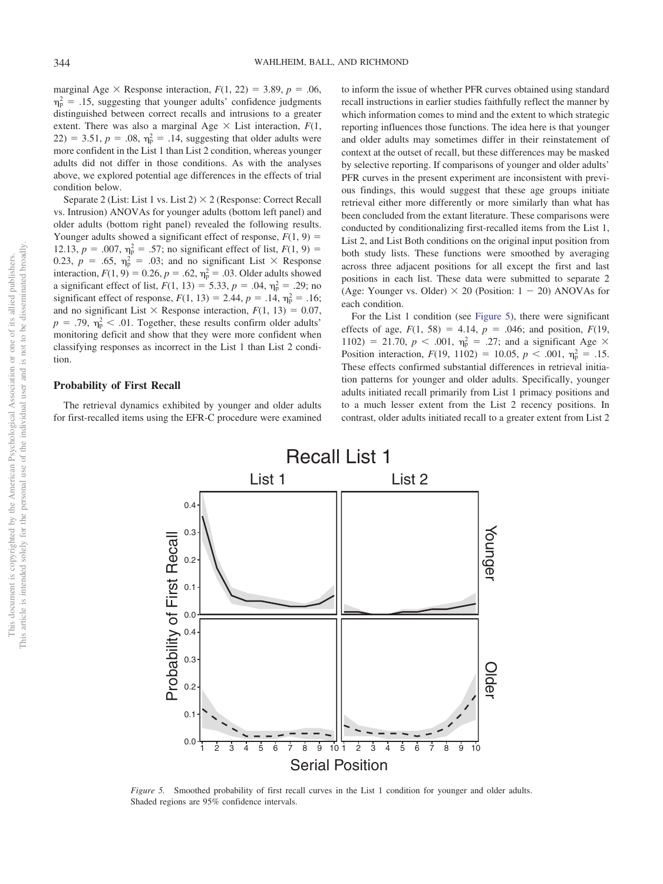marginal Age × Response interaction, $F(1, 22) = 3.89$, $p = .06$, $\eta_p^2 = .15$, suggesting that younger adults' confidence judgments distinguished between correct recalls and intrusions to a greater extent. There was also a marginal Age × List interaction, $F(1, 22) = 3.51$, $p = .08$, $\eta_p^2 = .14$, suggesting that older adults were more confident in the List 1 than List 2 condition, whereas younger adults did not differ in those conditions. As with the analyses above, we explored potential age differences in the effects of trial condition below.

Separate 2 (List: List 1 vs. List 2) × 2 (Response: Correct Recall vs. Intrusion) ANOVAs for younger adults (bottom left panel) and older adults (bottom right panel) revealed the following results. Younger adults showed a significant effect of response, $F(1, 9) = 12.13$, $p = .007$, $\eta_p^2 = .57$; no significant effect of list, $F(1, 9) = 0.23$, $p = .65$, $\eta_p^2 = .03$; and no significant List × Response interaction, $F(1, 9) = 0.26$, $p = .62$, $\eta_p^2 = .03$. Older adults showed a significant effect of list, $F(1, 13) = 5.33$, $p = .04$, $\eta_p^2 = .29$; no significant effect of response, $F(1, 13) = 2.44$, $p = .14$, $\eta_p^2 = .16$; and no significant List × Response interaction, $F(1, 13) = 0.07$, $p = .79$, $\eta_p^2 < .01$. Together, these results confirm older adults' monitoring deficit and show that they were more confident when classifying responses as incorrect in the List 1 than List 2 condition.

## Probability of First Recall

The retrieval dynamics exhibited by younger and older adults for first-recalled items using the EFR-C procedure were examined to inform the issue of whether PFR curves obtained using standard recall instructions in earlier studies faithfully reflect the manner by which information comes to mind and the extent to which strategic reporting influences those functions. The idea here is that younger and older adults may sometimes differ in their reinstatement of context at the outset of recall, but these differences may be masked by selective reporting. If comparisons of younger and older adults' PFR curves in the present experiment are inconsistent with previous findings, this would suggest that these age groups initiate retrieval either more differently or more similarly than what has been concluded from the extant literature. These comparisons were conducted by conditionalizing first-recalled items from the List 1, List 2, and List Both conditions on the original input position from both study lists. These functions were smoothed by averaging across three adjacent positions for all except the first and last positions in each list. These data were submitted to separate 2 (Age: Younger vs. Older) × 20 (Position: 1 − 20) ANOVAs for each condition.

For the List 1 condition (see Figure 5), there were significant effects of age, $F(1, 58) = 4.14$, $p = .046$; and position, $F(19, 1102) = 21.70$, $p < .001$, $\eta_p^2 = .27$; and a significant Age × Position interaction, $F(19, 1102) = 10.05$, $p < .001$, $\eta_p^2 = .15$. These effects confirmed substantial differences in retrieval initiation patterns for younger and older adults. Specifically, younger adults initiated recall primarily from List 1 primacy positions and to a much lesser extent from the List 2 recency positions. In contrast, older adults initiated recall to a greater extent from List 2

*Figure 5.* Smoothed probability of first recall curves in the List 1 condition for younger and older adults. Shaded regions are 95% confidence intervals.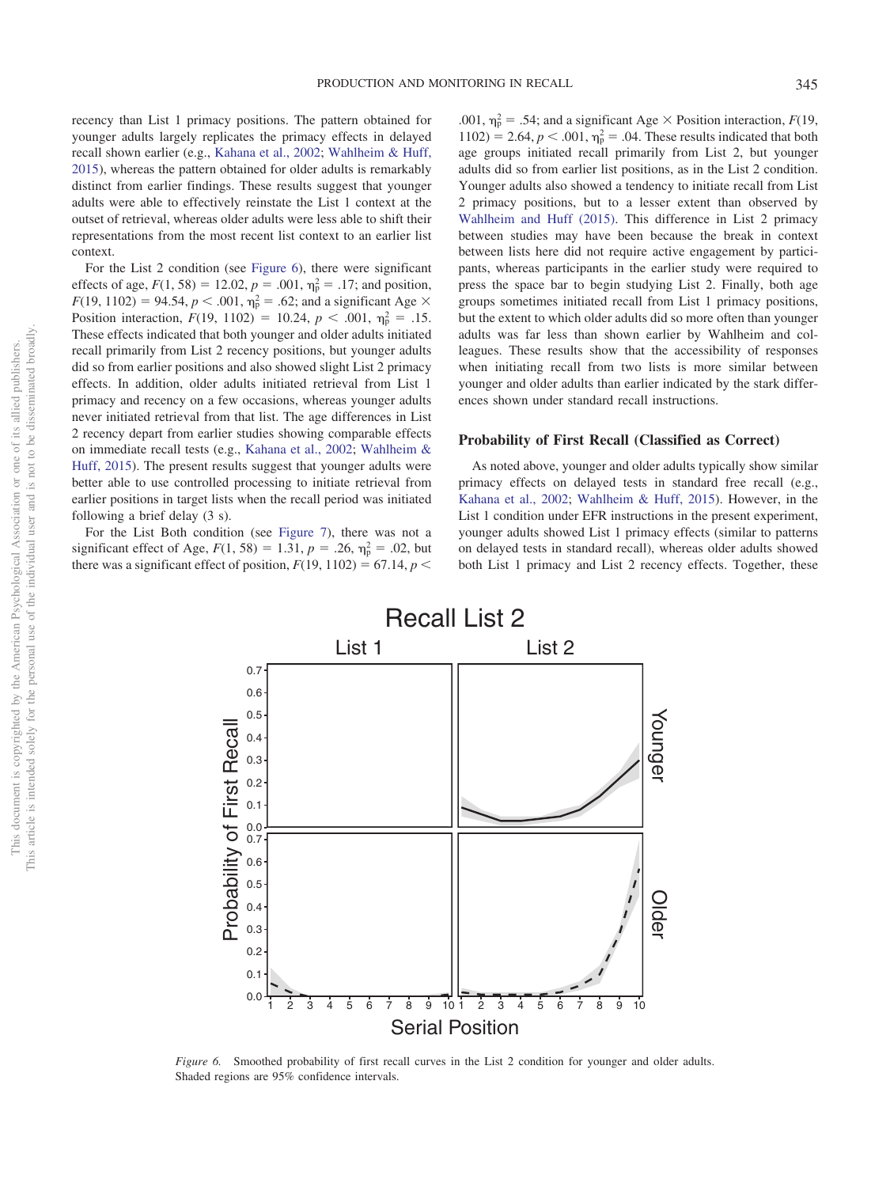recency than List 1 primacy positions. The pattern obtained for younger adults largely replicates the primacy effects in delayed recall shown earlier (e.g., Kahana et al., 2002; Wahlheim & Huff, 2015), whereas the pattern obtained for older adults is remarkably distinct from earlier findings. These results suggest that younger adults were able to effectively reinstate the List 1 context at the outset of retrieval, whereas older adults were less able to shift their representations from the most recent list context to an earlier list context.

For the List 2 condition (see Figure 6), there were significant effects of age, $F(1, 58) = 12.02$, $p = .001$, $\eta_p^2 = .17$; and position, $F(19, 1102) = 94.54$, $p < .001$, $\eta_p^2 = .62$; and a significant Age × Position interaction, $F(19, 1102) = 10.24$, $p < .001$, $\eta_p^2 = .15$. These effects indicated that both younger and older adults initiated recall primarily from List 2 recency positions, but younger adults did so from earlier positions and also showed slight List 2 primacy effects. In addition, older adults initiated retrieval from List 1 primacy and recency on a few occasions, whereas younger adults never initiated retrieval from that list. The age differences in List 2 recency depart from earlier studies showing comparable effects on immediate recall tests (e.g., Kahana et al., 2002; Wahlheim & Huff, 2015). The present results suggest that younger adults were better able to use controlled processing to initiate retrieval from earlier positions in target lists when the recall period was initiated following a brief delay (3 s).

For the List Both condition (see Figure 7), there was not a significant effect of Age, $F(1, 58) = 1.31$, $p = .26$, $\eta_p^2 = .02$, but there was a significant effect of position, $F(19, 1102) = 67.14$, $p < .001$, $\eta_p^2 = .54$; and a significant Age × Position interaction, $F(19, 1102) = 2.64$, $p < .001$, $\eta_p^2 = .04$. These results indicated that both age groups initiated recall primarily from List 2, but younger adults did so from earlier list positions, as in the List 2 condition. Younger adults also showed a tendency to initiate recall from List 2 primacy positions, but to a lesser extent than observed by Wahlheim and Huff (2015). This difference in List 2 primacy between studies may have been because the break in context between lists here did not require active engagement by participants, whereas participants in the earlier study were required to press the space bar to begin studying List 2. Finally, both age groups sometimes initiated recall from List 1 primacy positions, but the extent to which older adults did so more often than younger adults was far less than shown earlier by Wahlheim and colleagues. These results show that the accessibility of responses when initiating recall from two lists is more similar between younger and older adults than earlier indicated by the stark differences shown under standard recall instructions.

### Probability of First Recall (Classified as Correct)

As noted above, younger and older adults typically show similar primacy effects on delayed tests in standard free recall (e.g., Kahana et al., 2002; Wahlheim & Huff, 2015). However, in the List 1 condition under EFR instructions in the present experiment, younger adults showed List 1 primacy effects (similar to patterns on delayed tests in standard recall), whereas older adults showed both List 1 primacy and List 2 recency effects. Together, these

*Figure 6.* Smoothed probability of first recall curves in the List 2 condition for younger and older adults. Shaded regions are 95% confidence intervals.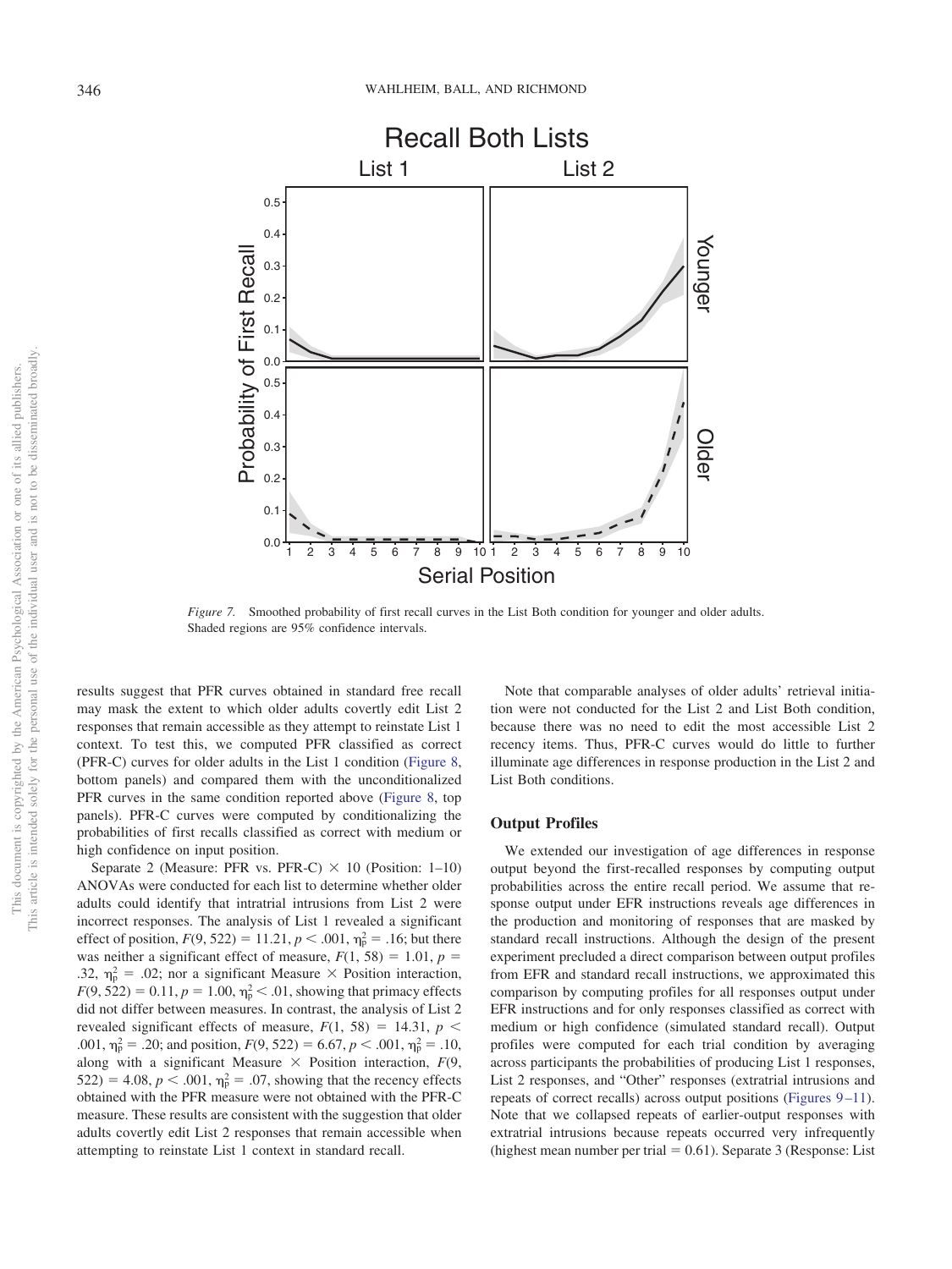*Figure 7.* Smoothed probability of first recall curves in the List Both condition for younger and older adults. Shaded regions are 95% confidence intervals.

results suggest that PFR curves obtained in standard free recall may mask the extent to which older adults covertly edit List 2 responses that remain accessible as they attempt to reinstate List 1 context. To test this, we computed PFR classified as correct (PFR-C) curves for older adults in the List 1 condition (Figure 8, bottom panels) and compared them with the unconditionalized PFR curves in the same condition reported above (Figure 8, top panels). PFR-C curves were computed by conditionalizing the probabilities of first recalls classified as correct with medium or high confidence on input position.

Separate 2 (Measure: PFR vs. PFR-C) × 10 (Position: 1–10) ANOVAs were conducted for each list to determine whether older adults could identify that intratrial intrusions from List 2 were incorrect responses. The analysis of List 1 revealed a significant effect of position, $F(9, 522) = 11.21$, $p < .001$, $\eta_p^2 = .16$; but there was neither a significant effect of measure, $F(1, 58) = 1.01$, $p = .32$, $\eta_p^2 = .02$; nor a significant Measure × Position interaction, $F(9, 522) = 0.11$, $p = 1.00$, $\eta_p^2 < .01$, showing that primacy effects did not differ between measures. In contrast, the analysis of List 2 revealed significant effects of measure, $F(1, 58) = 14.31$, $p < .001$, $\eta_p^2 = .20$; and position, $F(9, 522) = 6.67$, $p < .001$, $\eta_p^2 = .10$, along with a significant Measure × Position interaction, $F(9, 522) = 4.08$, $p < .001$, $\eta_p^2 = .07$, showing that the recency effects obtained with the PFR measure were not obtained with the PFR-C measure. These results are consistent with the suggestion that older adults covertly edit List 2 responses that remain accessible when attempting to reinstate List 1 context in standard recall.

Note that comparable analyses of older adults' retrieval initiation were not conducted for the List 2 and List Both condition, because there was no need to edit the most accessible List 2 recency items. Thus, PFR-C curves would do little to further illuminate age differences in response production in the List 2 and List Both conditions.

### Output Profiles

We extended our investigation of age differences in response output beyond the first-recalled responses by computing output probabilities across the entire recall period. We assume that response output under EFR instructions reveals age differences in the production and monitoring of responses that are masked by standard recall instructions. Although the design of the present experiment precluded a direct comparison between output profiles from EFR and standard recall instructions, we approximated this comparison by computing profiles for all responses output under EFR instructions and for only responses classified as correct with medium or high confidence (simulated standard recall). Output profiles were computed for each trial condition by averaging across participants the probabilities of producing List 1 responses, List 2 responses, and "Other" responses (extratrial intrusions and repeats of correct recalls) across output positions (Figures 9–11). Note that we collapsed repeats of earlier-output responses with extratrial intrusions because repeats occurred very infrequently (highest mean number per trial = 0.61). Separate 3 (Response: List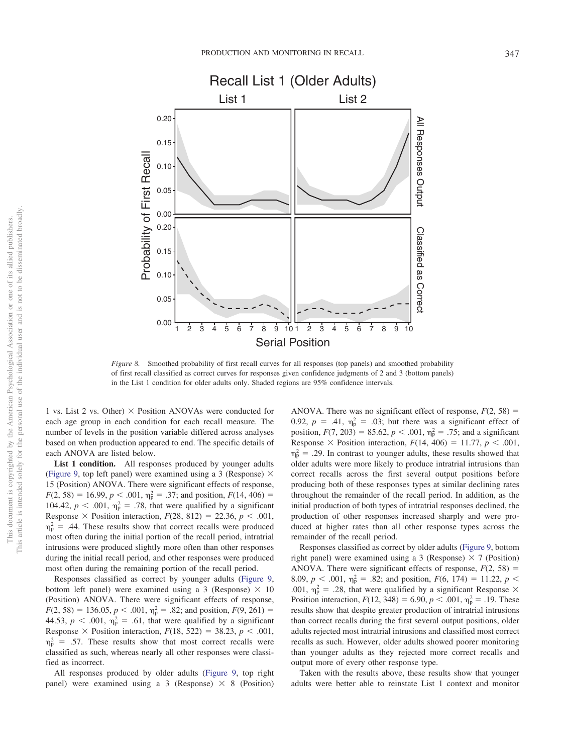*Figure 8.* Smoothed probability of first recall curves for all responses (top panels) and smoothed probability of first recall classified as correct curves for responses given confidence judgments of 2 and 3 (bottom panels) in the List 1 condition for older adults only. Shaded regions are 95% confidence intervals.

1 vs. List 2 vs. Other) × Position ANOVAs were conducted for each age group in each condition for each recall measure. The number of levels in the position variable differed across analyses based on when production appeared to end. The specific details of each ANOVA are listed below.

**List 1 condition.** All responses produced by younger adults (Figure 9, top left panel) were examined using a 3 (Response) × 15 (Position) ANOVA. There were significant effects of response, $F(2, 58) = 16.99$, $p < .001$, $\eta_p^2 = .37$; and position, $F(14, 406) = 104.42$, $p < .001$, $\eta_p^2 = .78$, that were qualified by a significant Response × Position interaction, $F(28, 812) = 22.36$, $p < .001$, $\eta_p^2 = .44$. These results show that correct recalls were produced most often during the initial portion of the recall period, intratrial intrusions were produced slightly more often than other responses during the initial recall period, and other responses were produced most often during the remaining portion of the recall period.

Responses classified as correct by younger adults (Figure 9, bottom left panel) were examined using a 3 (Response) × 10 (Position) ANOVA. There were significant effects of response, $F(2, 58) = 136.05$, $p < .001$, $\eta_p^2 = .82$; and position, $F(9, 261) = 44.53$, $p < .001$, $\eta_p^2 = .61$, that were qualified by a significant Response × Position interaction, $F(18, 522) = 38.23$, $p < .001$, $\eta_p^2 = .57$. These results show that most correct recalls were classified as such, whereas nearly all other responses were classified as incorrect.

All responses produced by older adults (Figure 9, top right panel) were examined using a 3 (Response) × 8 (Position) ANOVA. There was no significant effect of response, $F(2, 58) = 0.92$, $p = .41$, $\eta_p^2 = .03$; but there was a significant effect of position, $F(7, 203) = 85.62$, $p < .001$, $\eta_p^2 = .75$; and a significant Response × Position interaction, $F(14, 406) = 11.77$, $p < .001$, $\eta_p^2 = .29$. In contrast to younger adults, these results showed that older adults were more likely to produce intratrial intrusions than correct recalls across the first several output positions before producing both of these responses types at similar declining rates throughout the remainder of the recall period. In addition, as the initial production of both types of intratrial responses declined, the production of other responses increased sharply and were produced at higher rates than all other response types across the remainder of the recall period.

Responses classified as correct by older adults (Figure 9, bottom right panel) were examined using a 3 (Response) × 7 (Position) ANOVA. There were significant effects of response, $F(2, 58) = 8.09$, $p < .001$, $\eta_p^2 = .82$; and position, $F(6, 174) = 11.22$, $p < .001$, $\eta_p^2 = .28$, that were qualified by a significant Response × Position interaction, $F(12, 348) = 6.90$, $p < .001$, $\eta_p^2 = .19$. These results show that despite greater production of intratrial intrusions than correct recalls during the first several output positions, older adults rejected most intratrial intrusions and classified most correct recalls as such. However, older adults showed poorer monitoring than younger adults as they rejected more correct recalls and output more of every other response type.

Taken with the results above, these results show that younger adults were better able to reinstate List 1 context and monitor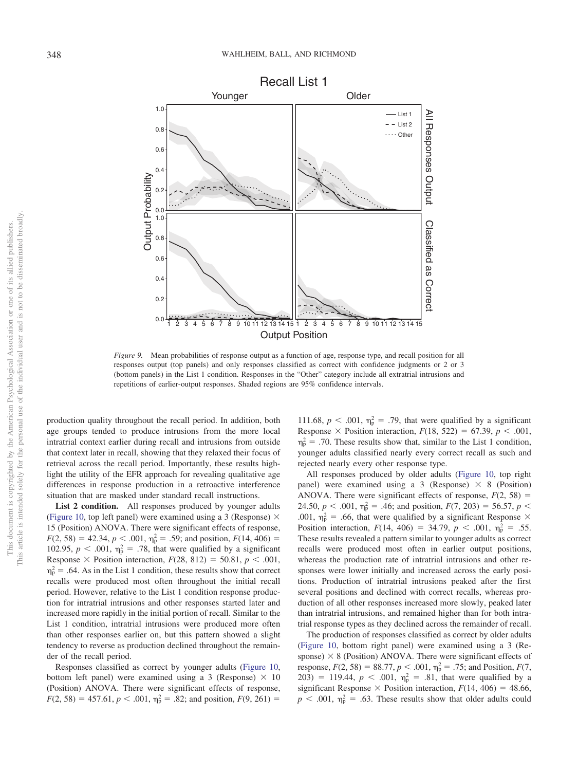*Figure 9.* Mean probabilities of response output as a function of age, response type, and recall position for all responses output (top panels) and only responses classified as correct with confidence judgments or 2 or 3 (bottom panels) in the List 1 condition. Responses in the "Other" category include all extratrial intrusions and repetitions of earlier-output responses. Shaded regions are 95% confidence intervals.

production quality throughout the recall period. In addition, both age groups tended to produce intrusions from the more local intratrial context earlier during recall and intrusions from outside that context later in recall, showing that they relaxed their focus of retrieval across the recall period. Importantly, these results highlight the utility of the EFR approach for revealing qualitative age differences in response production in a retroactive interference situation that are masked under standard recall instructions.

**List 2 condition.** All responses produced by younger adults (Figure 10, top left panel) were examined using a 3 (Response) × 15 (Position) ANOVA. There were significant effects of response, $F(2, 58) = 42.34$, $p < .001$, $\eta_p^2 = .59$; and position, $F(14, 406) = 102.95$, $p < .001$, $\eta_p^2 = .78$, that were qualified by a significant Response × Position interaction, $F(28, 812) = 50.81$, $p < .001$, $\eta_p^2 = .64$. As in the List 1 condition, these results show that correct recalls were produced most often throughout the initial recall period. However, relative to the List 1 condition response production for intratrial intrusions and other responses started later and increased more rapidly in the initial portion of recall. Similar to the List 1 condition, intratrial intrusions were produced more often than other responses earlier on, but this pattern showed a slight tendency to reverse as production declined throughout the remainder of the recall period.

Responses classified as correct by younger adults (Figure 10, bottom left panel) were examined using a 3 (Response) × 10 (Position) ANOVA. There were significant effects of response, $F(2, 58) = 457.61$, $p < .001$, $\eta_p^2 = .82$; and position, $F(9, 261) = 111.68$, $p < .001$, $\eta_p^2 = .79$, that were qualified by a significant Response × Position interaction, $F(18, 522) = 67.39$, $p < .001$, $\eta_p^2 = .70$. These results show that, similar to the List 1 condition, younger adults classified nearly every correct recall as such and rejected nearly every other response type.

All responses produced by older adults (Figure 10, top right panel) were examined using a 3 (Response) × 8 (Position) ANOVA. There were significant effects of response, $F(2, 58) = 24.50$, $p < .001$, $\eta_p^2 = .46$; and position, $F(7, 203) = 56.57$, $p < .001$, $\eta_p^2 = .66$, that were qualified by a significant Response × Position interaction, $F(14, 406) = 34.79$, $p < .001$, $\eta_p^2 = .55$. These results revealed a pattern similar to younger adults as correct recalls were produced most often in earlier output positions, whereas the production rate of intratrial intrusions and other responses were lower initially and increased across the early positions. Production of intratrial intrusions peaked after the first several positions and declined with correct recalls, whereas production of all other responses increased more slowly, peaked later than intratrial intrusions, and remained higher than for both intratrial response types as they declined across the remainder of recall.

The production of responses classified as correct by older adults (Figure 10, bottom right panel) were examined using a 3 (Response) × 8 (Position) ANOVA. There were significant effects of response, $F(2, 58) = 88.77$, $p < .001$, $\eta_p^2 = .75$; and Position, $F(7, 203) = 119.44$, $p < .001$, $\eta_p^2 = .81$, that were qualified by a significant Response × Position interaction, $F(14, 406) = 48.66$, $p < .001$, $\eta_p^2 = .63$. These results show that older adults could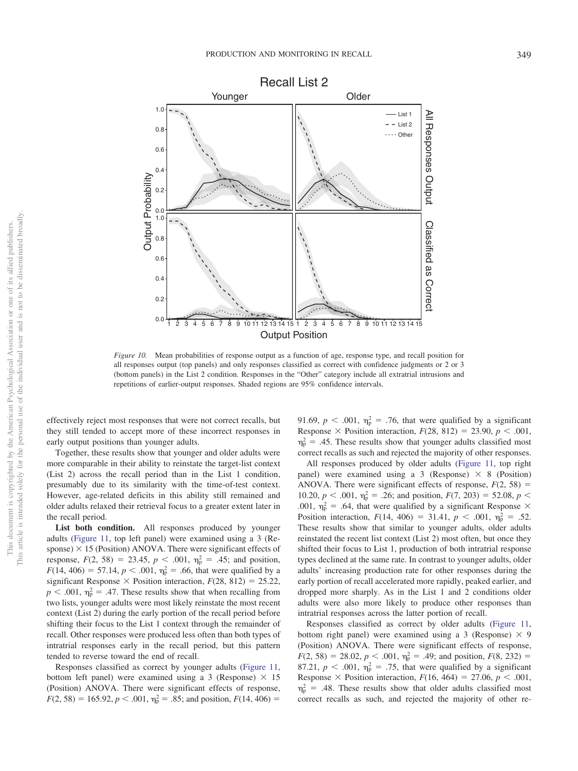*Figure 10.* Mean probabilities of response output as a function of age, response type, and recall position for all responses output (top panels) and only responses classified as correct with confidence judgments or 2 or 3 (bottom panels) in the List 2 condition. Responses in the "Other" category include all extratrial intrusions and repetitions of earlier-output responses. Shaded regions are 95% confidence intervals.

effectively reject most responses that were not correct recalls, but they still tended to accept more of these incorrect responses in early output positions than younger adults.

Together, these results show that younger and older adults were more comparable in their ability to reinstate the target-list context (List 2) across the recall period than in the List 1 condition, presumably due to its similarity with the time-of-test context. However, age-related deficits in this ability still remained and older adults relaxed their retrieval focus to a greater extent later in the recall period.

**List both condition.** All responses produced by younger adults (Figure 11, top left panel) were examined using a 3 (Response) × 15 (Position) ANOVA. There were significant effects of response, $F(2, 58) = 23.45$, $p < .001$, $\eta_p^2 = .45$; and position, $F(14, 406) = 57.14$, $p < .001$, $\eta_p^2 = .66$, that were qualified by a significant Response × Position interaction, $F(28, 812) = 25.22$, $p < .001$, $\eta_p^2 = .47$. These results show that when recalling from two lists, younger adults were most likely reinstate the most recent context (List 2) during the early portion of the recall period before shifting their focus to the List 1 context through the remainder of recall. Other responses were produced less often than both types of intratrial responses early in the recall period, but this pattern tended to reverse toward the end of recall.

Responses classified as correct by younger adults (Figure 11, bottom left panel) were examined using a 3 (Response) × 15 (Position) ANOVA. There were significant effects of response, $F(2, 58) = 165.92$, $p < .001$, $\eta_p^2 = .85$; and position, $F(14, 406) = 91.69$, $p < .001$, $\eta_p^2 = .76$, that were qualified by a significant Response × Position interaction, $F(28, 812) = 23.90$, $p < .001$, $\eta_p^2 = .45$. These results show that younger adults classified most correct recalls as such and rejected the majority of other responses.

All responses produced by older adults (Figure 11, top right panel) were examined using a 3 (Response) × 8 (Position) ANOVA. There were significant effects of response, $F(2, 58) = 10.20$, $p < .001$, $\eta_p^2 = .26$; and position, $F(7, 203) = 52.08$, $p < .001$, $\eta_p^2 = .64$, that were qualified by a significant Response × Position interaction, $F(14, 406) = 31.41$, $p < .001$, $\eta_p^2 = .52$. These results show that similar to younger adults, older adults reinstated the recent list context (List 2) most often, but once they shifted their focus to List 1, production of both intratrial response types declined at the same rate. In contrast to younger adults, older adults' increasing production rate for other responses during the early portion of recall accelerated more rapidly, peaked earlier, and dropped more sharply. As in the List 1 and 2 conditions older adults were also more likely to produce other responses than intratrial responses across the latter portion of recall.

Responses classified as correct by older adults (Figure 11, bottom right panel) were examined using a 3 (Response) × 9 (Position) ANOVA. There were significant effects of response, $F(2, 58) = 28.02$, $p < .001$, $\eta_p^2 = .49$; and position, $F(8, 232) = 87.21$, $p < .001$, $\eta_p^2 = .75$, that were qualified by a significant Response × Position interaction, $F(16, 464) = 27.06$, $p < .001$, $\eta_p^2 = .48$. These results show that older adults classified most correct recalls as such, and rejected the majority of other re-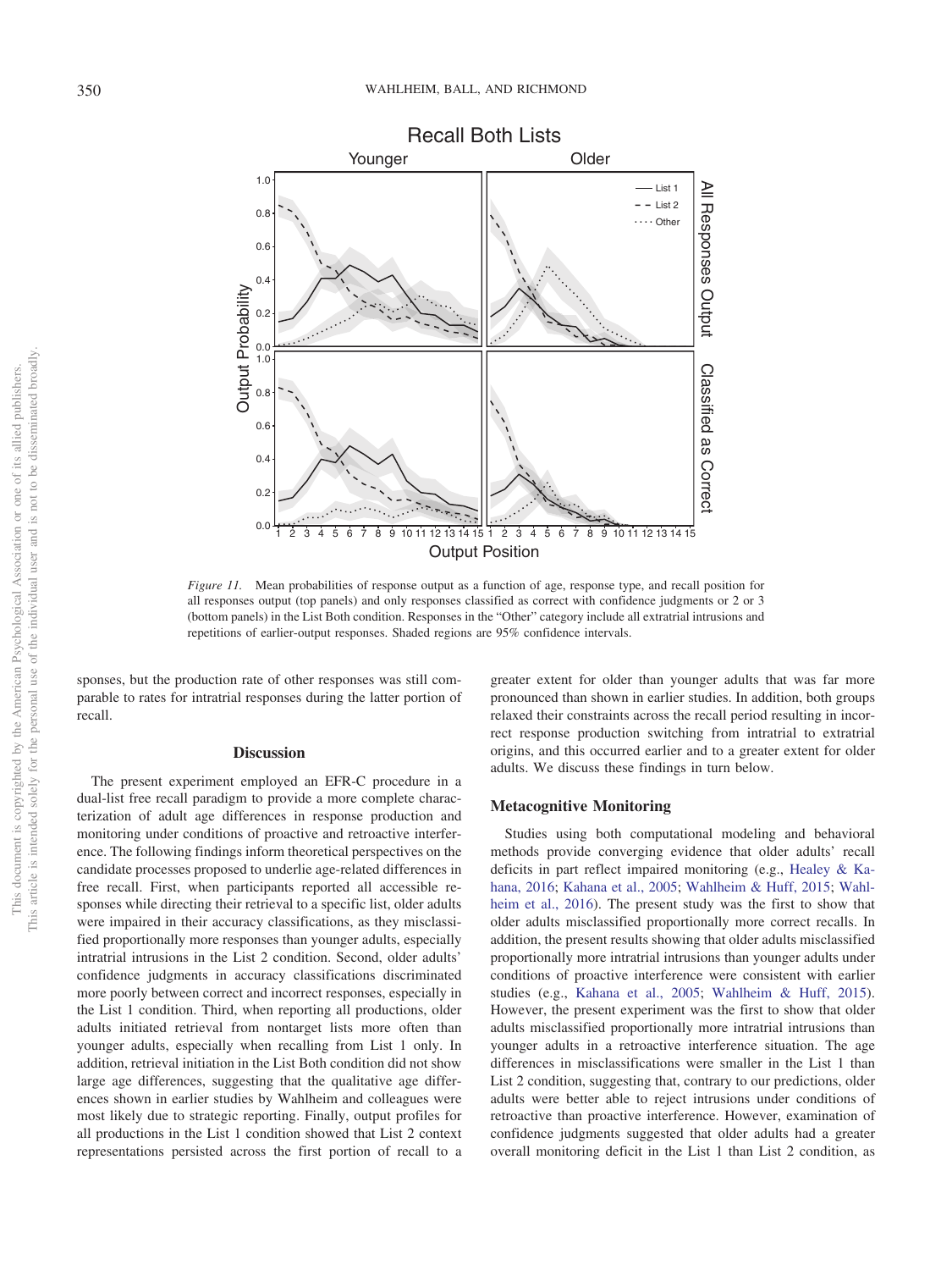*Figure 11.* Mean probabilities of response output as a function of age, response type, and recall position for all responses output (top panels) and only responses classified as correct with confidence judgments or 2 or 3 (bottom panels) in the List Both condition. Responses in the "Other" category include all extratrial intrusions and repetitions of earlier-output responses. Shaded regions are 95% confidence intervals.

sponses, but the production rate of other responses was still comparable to rates for intratrial responses during the latter portion of recall.

## Discussion

The present experiment employed an EFR-C procedure in a dual-list free recall paradigm to provide a more complete characterization of adult age differences in response production and monitoring under conditions of proactive and retroactive interference. The following findings inform theoretical perspectives on the candidate processes proposed to underlie age-related differences in free recall. First, when participants reported all accessible responses while directing their retrieval to a specific list, older adults were impaired in their accuracy classifications, as they misclassified proportionally more responses than younger adults, especially intratrial intrusions in the List 2 condition. Second, older adults' confidence judgments in accuracy classifications discriminated more poorly between correct and incorrect responses, especially in the List 1 condition. Third, when reporting all productions, older adults initiated retrieval from nontarget lists more often than younger adults, especially when recalling from List 1 only. In addition, retrieval initiation in the List Both condition did not show large age differences, suggesting that the qualitative age differences shown in earlier studies by Wahlheim and colleagues were most likely due to strategic reporting. Finally, output profiles for all productions in the List 1 condition showed that List 2 context representations persisted across the first portion of recall to a greater extent for older than younger adults that was far more pronounced than shown in earlier studies. In addition, both groups relaxed their constraints across the recall period resulting in incorrect response production switching from intratrial to extratrial origins, and this occurred earlier and to a greater extent for older adults. We discuss these findings in turn below.

### Metacognitive Monitoring

Studies using both computational modeling and behavioral methods provide converging evidence that older adults' recall deficits in part reflect impaired monitoring (e.g., Healey & Kahana, 2016; Kahana et al., 2005; Wahlheim & Huff, 2015; Wahlheim et al., 2016). The present study was the first to show that older adults misclassified proportionally more correct recalls. In addition, the present results showing that older adults misclassified proportionally more intratrial intrusions than younger adults under conditions of proactive interference were consistent with earlier studies (e.g., Kahana et al., 2005; Wahlheim & Huff, 2015). However, the present experiment was the first to show that older adults misclassified proportionally more intratrial intrusions than younger adults in a retroactive interference situation. The age differences in misclassifications were smaller in the List 1 than List 2 condition, suggesting that, contrary to our predictions, older adults were better able to reject intrusions under conditions of retroactive than proactive interference. However, examination of confidence judgments suggested that older adults had a greater overall monitoring deficit in the List 1 than List 2 condition, as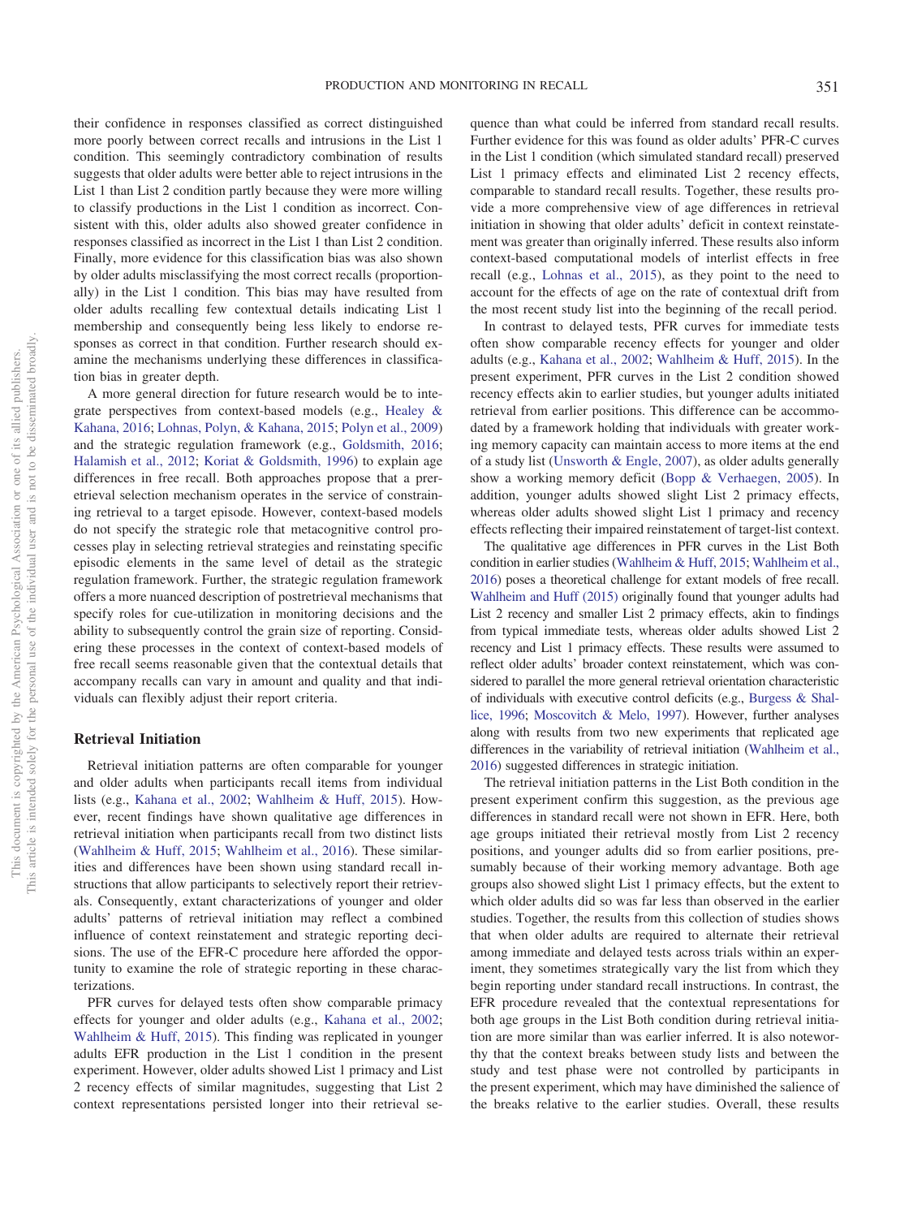their confidence in responses classified as correct distinguished more poorly between correct recalls and intrusions in the List 1 condition. This seemingly contradictory combination of results suggests that older adults were better able to reject intrusions in the List 1 than List 2 condition partly because they were more willing to classify productions in the List 1 condition as incorrect. Consistent with this, older adults also showed greater confidence in responses classified as incorrect in the List 1 than List 2 condition. Finally, more evidence for this classification bias was also shown by older adults misclassifying the most correct recalls (proportionally) in the List 1 condition. This bias may have resulted from older adults recalling few contextual details indicating List 1 membership and consequently being less likely to endorse responses as correct in that condition. Further research should examine the mechanisms underlying these differences in classification bias in greater depth.

A more general direction for future research would be to integrate perspectives from context-based models (e.g., Healey & Kahana, 2016; Lohnas, Polyn, & Kahana, 2015; Polyn et al., 2009) and the strategic regulation framework (e.g., Goldsmith, 2016; Halamish et al., 2012; Koriat & Goldsmith, 1996) to explain age differences in free recall. Both approaches propose that a preretrieval selection mechanism operates in the service of constraining retrieval to a target episode. However, context-based models do not specify the strategic role that metacognitive control processes play in selecting retrieval strategies and reinstating specific episodic elements in the same level of detail as the strategic regulation framework. Further, the strategic regulation framework offers a more nuanced description of postretrieval mechanisms that specify roles for cue-utilization in monitoring decisions and the ability to subsequently control the grain size of reporting. Considering these processes in the context of context-based models of free recall seems reasonable given that the contextual details that accompany recalls can vary in amount and quality and that individuals can flexibly adjust their report criteria.

## Retrieval Initiation

Retrieval initiation patterns are often comparable for younger and older adults when participants recall items from individual lists (e.g., Kahana et al., 2002; Wahlheim & Huff, 2015). However, recent findings have shown qualitative age differences in retrieval initiation when participants recall from two distinct lists (Wahlheim & Huff, 2015; Wahlheim et al., 2016). These similarities and differences have been shown using standard recall instructions that allow participants to selectively report their retrievals. Consequently, extant characterizations of younger and older adults' patterns of retrieval initiation may reflect a combined influence of context reinstatement and strategic reporting decisions. The use of the EFR-C procedure here afforded the opportunity to examine the role of strategic reporting in these characterizations.

PFR curves for delayed tests often show comparable primacy effects for younger and older adults (e.g., Kahana et al., 2002; Wahlheim & Huff, 2015). This finding was replicated in younger adults EFR production in the List 1 condition in the present experiment. However, older adults showed List 1 primacy and List 2 recency effects of similar magnitudes, suggesting that List 2 context representations persisted longer into their retrieval sequence than what could be inferred from standard recall results. Further evidence for this was found as older adults' PFR-C curves in the List 1 condition (which simulated standard recall) preserved List 1 primacy effects and eliminated List 2 recency effects, comparable to standard recall results. Together, these results provide a more comprehensive view of age differences in retrieval initiation in showing that older adults' deficit in context reinstatement was greater than originally inferred. These results also inform context-based computational models of interlist effects in free recall (e.g., Lohnas et al., 2015), as they point to the need to account for the effects of age on the rate of contextual drift from the most recent study list into the beginning of the recall period.

In contrast to delayed tests, PFR curves for immediate tests often show comparable recency effects for younger and older adults (e.g., Kahana et al., 2002; Wahlheim & Huff, 2015). In the present experiment, PFR curves in the List 2 condition showed recency effects akin to earlier studies, but younger adults initiated retrieval from earlier positions. This difference can be accommodated by a framework holding that individuals with greater working memory capacity can maintain access to more items at the end of a study list (Unsworth & Engle, 2007), as older adults generally show a working memory deficit (Bopp & Verhaegen, 2005). In addition, younger adults showed slight List 2 primacy effects, whereas older adults showed slight List 1 primacy and recency effects reflecting their impaired reinstatement of target-list context.

The qualitative age differences in PFR curves in the List Both condition in earlier studies (Wahlheim & Huff, 2015; Wahlheim et al., 2016) poses a theoretical challenge for extant models of free recall. Wahlheim and Huff (2015) originally found that younger adults had List 2 recency and smaller List 2 primacy effects, akin to findings from typical immediate tests, whereas older adults showed List 2 recency and List 1 primacy effects. These results were assumed to reflect older adults' broader context reinstatement, which was considered to parallel the more general retrieval orientation characteristic of individuals with executive control deficits (e.g., Burgess & Shallice, 1996; Moscovitch & Melo, 1997). However, further analyses along with results from two new experiments that replicated age differences in the variability of retrieval initiation (Wahlheim et al., 2016) suggested differences in strategic initiation.

The retrieval initiation patterns in the List Both condition in the present experiment confirm this suggestion, as the previous age differences in standard recall were not shown in EFR. Here, both age groups initiated their retrieval mostly from List 2 recency positions, and younger adults did so from earlier positions, presumably because of their working memory advantage. Both age groups also showed slight List 1 primacy effects, but the extent to which older adults did so was far less than observed in the earlier studies. Together, the results from this collection of studies shows that when older adults are required to alternate their retrieval among immediate and delayed tests across trials within an experiment, they sometimes strategically vary the list from which they begin reporting under standard recall instructions. In contrast, the EFR procedure revealed that the contextual representations for both age groups in the List Both condition during retrieval initiation are more similar than was earlier inferred. It is also noteworthy that the context breaks between study lists and between the study and test phase were not controlled by participants in the present experiment, which may have diminished the salience of the breaks relative to the earlier studies. Overall, these results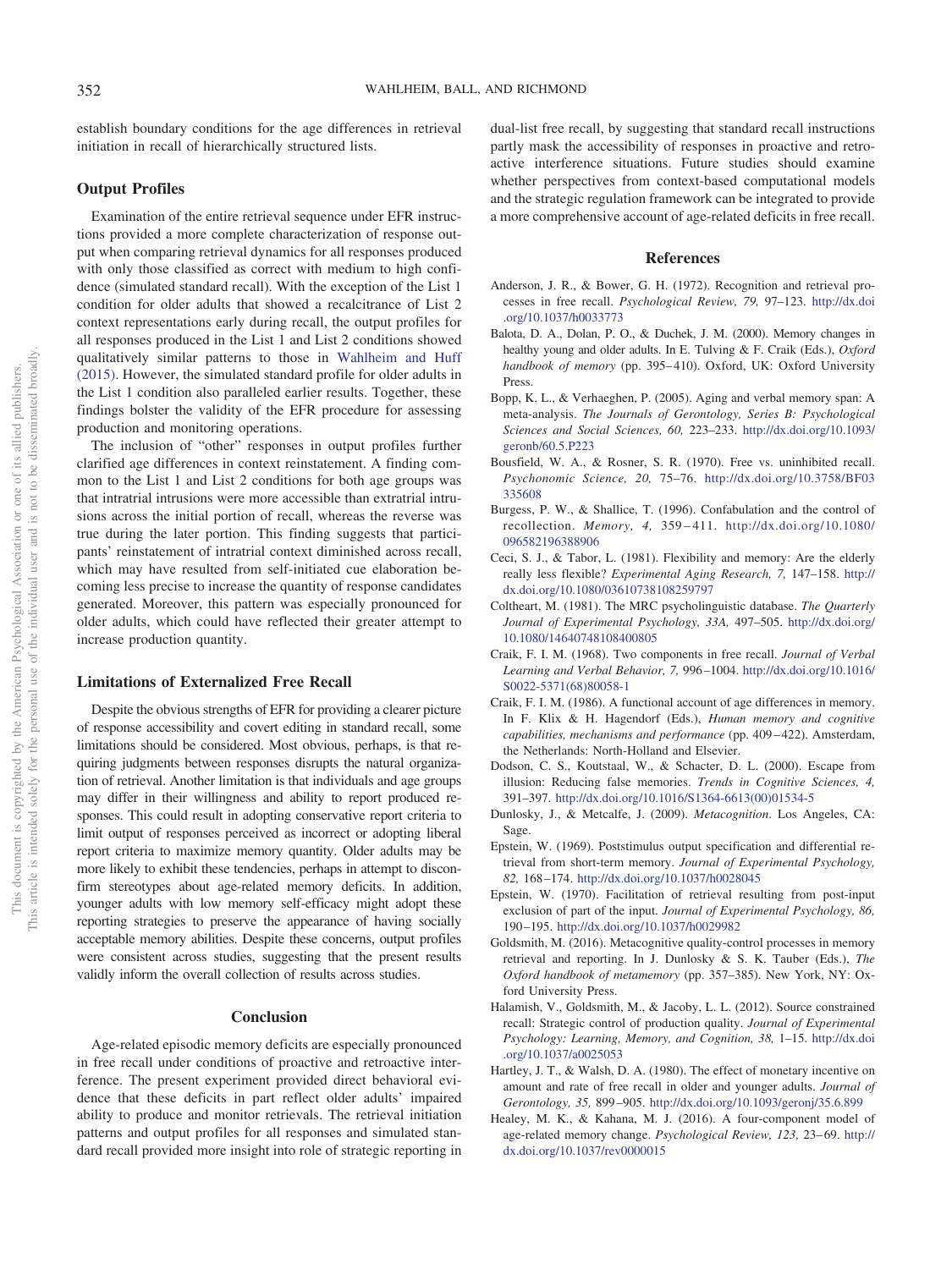establish boundary conditions for the age differences in retrieval initiation in recall of hierarchically structured lists.

## Output Profiles

Examination of the entire retrieval sequence under EFR instructions provided a more complete characterization of response output when comparing retrieval dynamics for all responses produced with only those classified as correct with medium to high confidence (simulated standard recall). With the exception of the List 1 condition for older adults that showed a recalcitrance of List 2 context representations early during recall, the output profiles for all responses produced in the List 1 and List 2 conditions showed qualitatively similar patterns to those in Wahlheim and Huff (2015). However, the simulated standard profile for older adults in the List 1 condition also paralleled earlier results. Together, these findings bolster the validity of the EFR procedure for assessing production and monitoring operations.

The inclusion of "other" responses in output profiles further clarified age differences in context reinstatement. A finding common to the List 1 and List 2 conditions for both age groups was that intratrial intrusions were more accessible than extratrial intrusions across the initial portion of recall, whereas the reverse was true during the later portion. This finding suggests that participants' reinstatement of intratrial context diminished across recall, which may have resulted from self-initiated cue elaboration becoming less precise to increase the quantity of response candidates generated. Moreover, this pattern was especially pronounced for older adults, which could have reflected their greater attempt to increase production quantity.

## Limitations of Externalized Free Recall

Despite the obvious strengths of EFR for providing a clearer picture of response accessibility and covert editing in standard recall, some limitations should be considered. Most obvious, perhaps, is that requiring judgments between responses disrupts the natural organization of retrieval. Another limitation is that individuals and age groups may differ in their willingness and ability to report produced responses. This could result in adopting conservative report criteria to limit output of responses perceived as incorrect or adopting liberal report criteria to maximize memory quantity. Older adults may be more likely to exhibit these tendencies, perhaps in attempt to disconfirm stereotypes about age-related memory deficits. In addition, younger adults with low memory self-efficacy might adopt these reporting strategies to preserve the appearance of having socially acceptable memory abilities. Despite these concerns, output profiles were consistent across studies, suggesting that the present results validly inform the overall collection of results across studies.

## Conclusion

Age-related episodic memory deficits are especially pronounced in free recall under conditions of proactive and retroactive interference. The present experiment provided direct behavioral evidence that these deficits in part reflect older adults' impaired ability to produce and monitor retrievals. The retrieval initiation patterns and output profiles for all responses and simulated standard recall provided more insight into role of strategic reporting in dual-list free recall, by suggesting that standard recall instructions partly mask the accessibility of responses in proactive and retroactive interference situations. Future studies should examine whether perspectives from context-based computational models and the strategic regulation framework can be integrated to provide a more comprehensive account of age-related deficits in free recall.

## References

Anderson, J. R., & Bower, G. H. (1972). Recognition and retrieval processes in free recall. *Psychological Review, 79,* 97–123. http://dx.doi.org/10.1037/h0033773

Balota, D. A., Dolan, P. O., & Duchek, J. M. (2000). Memory changes in healthy young and older adults. In E. Tulving & F. Craik (Eds.), *Oxford handbook of memory* (pp. 395–410). Oxford, UK: Oxford University Press.

Bopp, K. L., & Verhaeghen, P. (2005). Aging and verbal memory span: A meta-analysis. *The Journals of Gerontology, Series B: Psychological Sciences and Social Sciences, 60,* 223–233. http://dx.doi.org/10.1093/geronb/60.5.P223

Bousfield, W. A., & Rosner, S. R. (1970). Free vs. uninhibited recall. *Psychonomic Science, 20,* 75–76. http://dx.doi.org/10.3758/BF03335608

Burgess, P. W., & Shallice, T. (1996). Confabulation and the control of recollection. *Memory, 4,* 359–411. http://dx.doi.org/10.1080/096582196388906

Ceci, S. J., & Tabor, L. (1981). Flexibility and memory: Are the elderly really less flexible? *Experimental Aging Research, 7,* 147–158. http://dx.doi.org/10.1080/03610738108259797

Coltheart, M. (1981). The MRC psycholinguistic database. *The Quarterly Journal of Experimental Psychology, 33A,* 497–505. http://dx.doi.org/10.1080/14640748108400805

Craik, F. I. M. (1968). Two components in free recall. *Journal of Verbal Learning and Verbal Behavior, 7,* 996–1004. http://dx.doi.org/10.1016/S0022-5371(68)80058-1

Craik, F. I. M. (1986). A functional account of age differences in memory. In F. Klix & H. Hagendorf (Eds.), *Human memory and cognitive capabilities, mechanisms and performance* (pp. 409–422). Amsterdam, the Netherlands: North-Holland and Elsevier.

Dodson, C. S., Koutstaal, W., & Schacter, D. L. (2000). Escape from illusion: Reducing false memories. *Trends in Cognitive Sciences, 4,* 391–397. http://dx.doi.org/10.1016/S1364-6613(00)01534-5

Dunlosky, J., & Metcalfe, J. (2009). *Metacognition*. Los Angeles, CA: Sage.

Epstein, W. (1969). Poststimulus output specification and differential retrieval from short-term memory. *Journal of Experimental Psychology, 82,* 168–174. http://dx.doi.org/10.1037/h0028045

Epstein, W. (1970). Facilitation of retrieval resulting from post-input exclusion of part of the input. *Journal of Experimental Psychology, 86,* 190–195. http://dx.doi.org/10.1037/h0029982

Goldsmith, M. (2016). Metacognitive quality-control processes in memory retrieval and reporting. In J. Dunlosky & S. K. Tauber (Eds.), *The Oxford handbook of metamemory* (pp. 357–385). New York, NY: Oxford University Press.

Halamish, V., Goldsmith, M., & Jacoby, L. L. (2012). Source constrained recall: Strategic control of production quality. *Journal of Experimental Psychology: Learning, Memory, and Cognition, 38,* 1–15. http://dx.doi.org/10.1037/a0025053

Hartley, J. T., & Walsh, D. A. (1980). The effect of monetary incentive on amount and rate of free recall in older and younger adults. *Journal of Gerontology, 35,* 899–905. http://dx.doi.org/10.1093/geronj/35.6.899

Healey, M. K., & Kahana, M. J. (2016). A four-component model of age-related memory change. *Psychological Review, 123,* 23–69. http://dx.doi.org/10.1037/rev0000015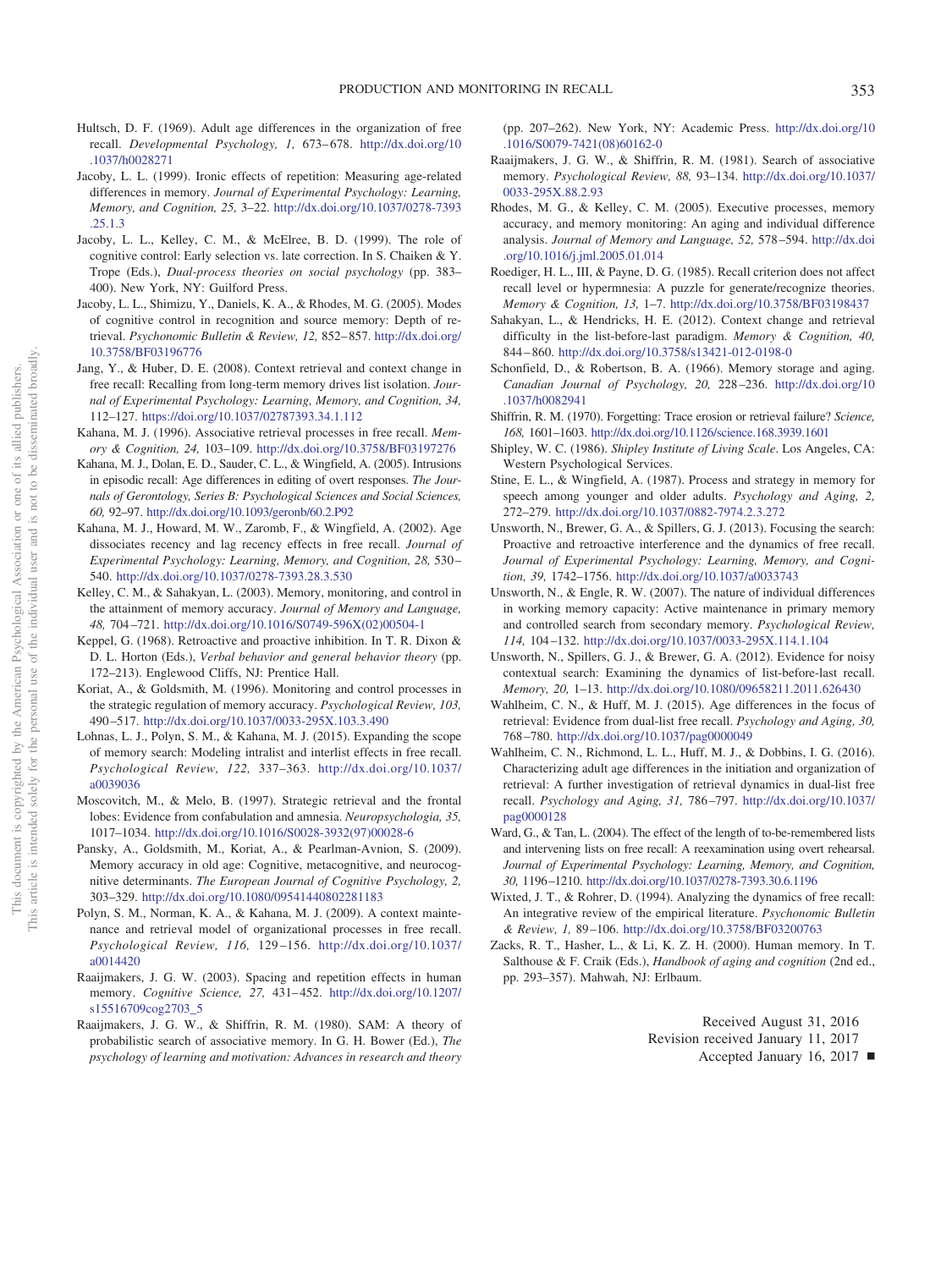Hultsch, D. F. (1969). Adult age differences in the organization of free recall. *Developmental Psychology, 1,* 673–678. http://dx.doi.org/10.1037/h0028271

Jacoby, L. L. (1999). Ironic effects of repetition: Measuring age-related differences in memory. *Journal of Experimental Psychology: Learning, Memory, and Cognition, 25,* 3–22. http://dx.doi.org/10.1037/0278-7393.25.1.3

Jacoby, L. L., Kelley, C. M., & McElree, B. D. (1999). The role of cognitive control: Early selection vs. late correction. In S. Chaiken & Y. Trope (Eds.), *Dual-process theories on social psychology* (pp. 383–400). New York, NY: Guilford Press.

Jacoby, L. L., Shimizu, Y., Daniels, K. A., & Rhodes, M. G. (2005). Modes of cognitive control in recognition and source memory: Depth of retrieval. *Psychonomic Bulletin & Review, 12,* 852–857. http://dx.doi.org/10.3758/BF03196776

Jang, Y., & Huber, D. E. (2008). Context retrieval and context change in free recall: Recalling from long-term memory drives list isolation. *Journal of Experimental Psychology: Learning, Memory, and Cognition, 34,* 112–127. https://doi.org/10.1037/02787393.34.1.112

Kahana, M. J. (1996). Associative retrieval processes in free recall. *Memory & Cognition, 24,* 103–109. http://dx.doi.org/10.3758/BF03197276

Kahana, M. J., Dolan, E. D., Sauder, C. L., & Wingfield, A. (2005). Intrusions in episodic recall: Age differences in editing of overt responses. *The Journals of Gerontology, Series B: Psychological Sciences and Social Sciences, 60,* 92–97. http://dx.doi.org/10.1093/geronb/60.2.P92

Kahana, M. J., Howard, M. W., Zaromb, F., & Wingfield, A. (2002). Age dissociates recency and lag recency effects in free recall. *Journal of Experimental Psychology: Learning, Memory, and Cognition, 28,* 530–540. http://dx.doi.org/10.1037/0278-7393.28.3.530

Kelley, C. M., & Sahakyan, L. (2003). Memory, monitoring, and control in the attainment of memory accuracy. *Journal of Memory and Language, 48,* 704–721. http://dx.doi.org/10.1016/S0749-596X(02)00504-1

Keppel, G. (1968). Retroactive and proactive inhibition. In T. R. Dixon & D. L. Horton (Eds.), *Verbal behavior and general behavior theory* (pp. 172–213). Englewood Cliffs, NJ: Prentice Hall.

Koriat, A., & Goldsmith, M. (1996). Monitoring and control processes in the strategic regulation of memory accuracy. *Psychological Review, 103,* 490–517. http://dx.doi.org/10.1037/0033-295X.103.3.490

Lohnas, L. J., Polyn, S. M., & Kahana, M. J. (2015). Expanding the scope of memory search: Modeling intralist and interlist effects in free recall. *Psychological Review, 122,* 337–363. http://dx.doi.org/10.1037/a0039036

Moscovitch, M., & Melo, B. (1997). Strategic retrieval and the frontal lobes: Evidence from confabulation and amnesia. *Neuropsychologia, 35,* 1017–1034. http://dx.doi.org/10.1016/S0028-3932(97)00028-6

Pansky, A., Goldsmith, M., Koriat, A., & Pearlman-Avnion, S. (2009). Memory accuracy in old age: Cognitive, metacognitive, and neurocognitive determinants. *The European Journal of Cognitive Psychology, 2,* 303–329. http://dx.doi.org/10.1080/09541440802281183

Polyn, S. M., Norman, K. A., & Kahana, M. J. (2009). A context maintenance and retrieval model of organizational processes in free recall. *Psychological Review, 116,* 129–156. http://dx.doi.org/10.1037/a0014420

Raaijmakers, J. G. W. (2003). Spacing and repetition effects in human memory. *Cognitive Science, 27,* 431–452. http://dx.doi.org/10.1207/s15516709cog2703_5

Raaijmakers, J. G. W., & Shiffrin, R. M. (1980). SAM: A theory of probabilistic search of associative memory. In G. H. Bower (Ed.), *The psychology of learning and motivation: Advances in research and theory* (pp. 207–262). New York, NY: Academic Press. http://dx.doi.org/10.1016/S0079-7421(08)60162-0

Raaijmakers, J. G. W., & Shiffrin, R. M. (1981). Search of associative memory. *Psychological Review, 88,* 93–134. http://dx.doi.org/10.1037/0033-295X.88.2.93

Rhodes, M. G., & Kelley, C. M. (2005). Executive processes, memory accuracy, and memory monitoring: An aging and individual difference analysis. *Journal of Memory and Language, 52,* 578–594. http://dx.doi.org/10.1016/j.jml.2005.01.014

Roediger, H. L., III, & Payne, D. G. (1985). Recall criterion does not affect recall level or hypermnesia: A puzzle for generate/recognize theories. *Memory & Cognition, 13,* 1–7. http://dx.doi.org/10.3758/BF03198437

Sahakyan, L., & Hendricks, H. E. (2012). Context change and retrieval difficulty in the list-before-last paradigm. *Memory & Cognition, 40,* 844–860. http://dx.doi.org/10.3758/s13421-012-0198-0

Schonfield, D., & Robertson, B. A. (1966). Memory storage and aging. *Canadian Journal of Psychology, 20,* 228–236. http://dx.doi.org/10.1037/h0082941

Shiffrin, R. M. (1970). Forgetting: Trace erosion or retrieval failure? *Science, 168,* 1601–1603. http://dx.doi.org/10.1126/science.168.3939.1601

Shipley, W. C. (1986). *Shipley Institute of Living Scale*. Los Angeles, CA: Western Psychological Services.

Stine, E. L., & Wingfield, A. (1987). Process and strategy in memory for speech among younger and older adults. *Psychology and Aging, 2,* 272–279. http://dx.doi.org/10.1037/0882-7974.2.3.272

Unsworth, N., Brewer, G. A., & Spillers, G. J. (2013). Focusing the search: Proactive and retroactive interference and the dynamics of free recall. *Journal of Experimental Psychology: Learning, Memory, and Cognition, 39,* 1742–1756. http://dx.doi.org/10.1037/a0033743

Unsworth, N., & Engle, R. W. (2007). The nature of individual differences in working memory capacity: Active maintenance in primary memory and controlled search from secondary memory. *Psychological Review, 114,* 104–132. http://dx.doi.org/10.1037/0033-295X.114.1.104

Unsworth, N., Spillers, G. J., & Brewer, G. A. (2012). Evidence for noisy contextual search: Examining the dynamics of list-before-last recall. *Memory, 20,* 1–13. http://dx.doi.org/10.1080/09658211.2011.626430

Wahlheim, C. N., & Huff, M. J. (2015). Age differences in the focus of retrieval: Evidence from dual-list free recall. *Psychology and Aging, 30,* 768–780. http://dx.doi.org/10.1037/pag0000049

Wahlheim, C. N., Richmond, L. L., Huff, M. J., & Dobbins, I. G. (2016). Characterizing adult age differences in the initiation and organization of retrieval: A further investigation of retrieval dynamics in dual-list free recall. *Psychology and Aging, 31,* 786–797. http://dx.doi.org/10.1037/pag0000128

Ward, G., & Tan, L. (2004). The effect of the length of to-be-remembered lists and intervening lists on free recall: A reexamination using overt rehearsal. *Journal of Experimental Psychology: Learning, Memory, and Cognition, 30,* 1196–1210. http://dx.doi.org/10.1037/0278-7393.30.6.1196

Wixted, J. T., & Rohrer, D. (1994). Analyzing the dynamics of free recall: An integrative review of the empirical literature. *Psychonomic Bulletin & Review, 1,* 89–106. http://dx.doi.org/10.3758/BF03200763

Zacks, R. T., Hasher, L., & Li, K. Z. H. (2000). Human memory. In T. Salthouse & F. Craik (Eds.), *Handbook of aging and cognition* (2nd ed., pp. 293–357). Mahwah, NJ: Erlbaum.

Received August 31, 2016
Revision received January 11, 2017
Accepted January 16, 2017 ■